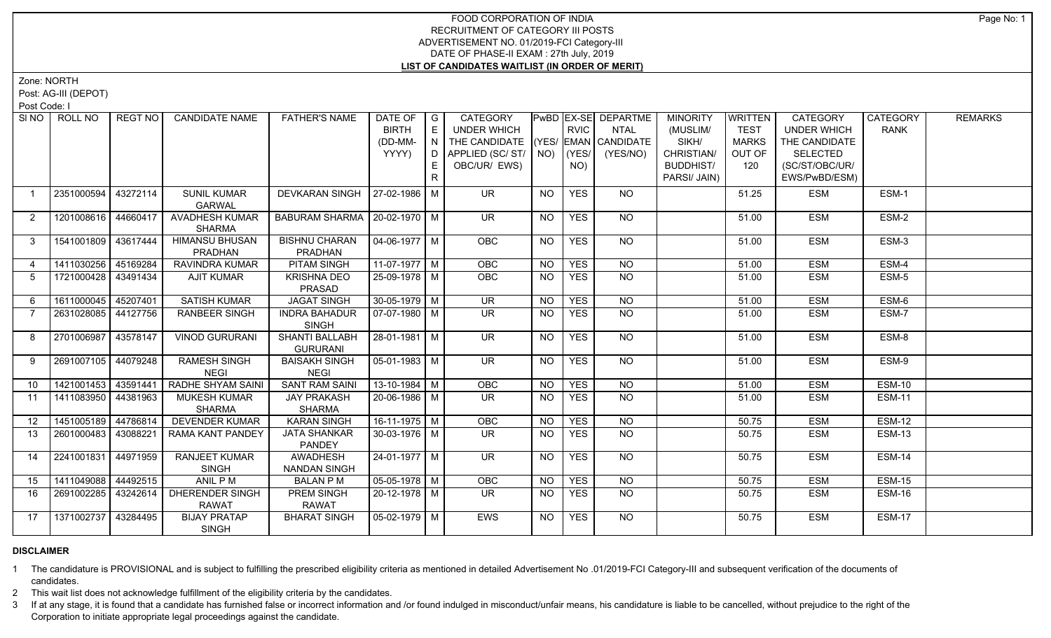# FOOD CORPORATION OF INDIA
## RECRUITMENT OF CATEGORY III POSTS
### ADVERTISEMENT NO. 01/2019-FCI Category-III
### DATE OF PHASE-II EXAM : 27th July, 2019
### LIST OF CANDIDATES WAITLIST (IN ORDER OF MERIT)

Zone: NORTH

Post: AG-III (DEPOT)

Post Code: I

| Sl NO | ROLL NO | REGT NO | CANDIDATE NAME | FATHER'S NAME | DATE OF BIRTH (DD-MM-YYYY) | GENDER | CATEGORY UNDER WHICH THE CANDIDATE APPLIED (SC/ ST/ OBC/UR/ EWS) | PwBD (YES/ NO) | EX-SERVICEMAN (YES/ NO) | DEPARTMENTAL CANDIDATE (YES/NO) | MINORITY (MUSLIM/ SIKH/ CHRISTIAN/ BUDDHIST/ PARSI/ JAIN) | WRITTEN TEST MARKS OUT OF 120 | CATEGORY UNDER WHICH THE CANDIDATE SELECTED (SC/ST/OBC/UR/ EWS/PwBD/ESM) | CATEGORY RANK | REMARKS |
|---|---|---|---|---|---|---|---|---|---|---|---|---|---|---|---|
| 1 | 2351000594 | 43272114 | SUNIL KUMAR GARWAL | DEVKARAN SINGH | 27-02-1986 | M | UR | NO | YES | NO | | 51.25 | ESM | ESM-1 | |
| 2 | 1201008616 | 44660417 | AVADHESH KUMAR SHARMA | BABURAM SHARMA | 20-02-1970 | M | UR | NO | YES | NO | | 51.00 | ESM | ESM-2 | |
| 3 | 1541001809 | 43617444 | HIMANSU BHUSAN PRADHAN | BISHNU CHARAN PRADHAN | 04-06-1977 | M | OBC | NO | YES | NO | | 51.00 | ESM | ESM-3 | |
| 4 | 1411030256 | 45169284 | RAVINDRA KUMAR | PITAM SINGH | 11-07-1977 | M | OBC | NO | YES | NO | | 51.00 | ESM | ESM-4 | |
| 5 | 1721000428 | 43491434 | AJIT KUMAR | KRISHNA DEO PRASAD | 25-09-1978 | M | OBC | NO | YES | NO | | 51.00 | ESM | ESM-5 | |
| 6 | 1611000045 | 45207401 | SATISH KUMAR | JAGAT SINGH | 30-05-1979 | M | UR | NO | YES | NO | | 51.00 | ESM | ESM-6 | |
| 7 | 2631028085 | 44127756 | RANBEER SINGH | INDRA BAHADUR SINGH | 07-07-1980 | M | UR | NO | YES | NO | | 51.00 | ESM | ESM-7 | |
| 8 | 2701006987 | 43578147 | VINOD GURURANI | SHANTI BALLABH GURURANI | 28-01-1981 | M | UR | NO | YES | NO | | 51.00 | ESM | ESM-8 | |
| 9 | 2691007105 | 44079248 | RAMESH SINGH NEGI | BAISAKH SINGH NEGI | 05-01-1983 | M | UR | NO | YES | NO | | 51.00 | ESM | ESM-9 | |
| 10 | 1421001453 | 43591441 | RADHE SHYAM SAINI | SANT RAM SAINI | 13-10-1984 | M | OBC | NO | YES | NO | | 51.00 | ESM | ESM-10 | |
| 11 | 1411083950 | 44381963 | MUKESH KUMAR SHARMA | JAY PRAKASH SHARMA | 20-06-1986 | M | UR | NO | YES | NO | | 51.00 | ESM | ESM-11 | |
| 12 | 1451005189 | 44786814 | DEVENDER KUMAR | KARAN SINGH | 16-11-1975 | M | OBC | NO | YES | NO | | 50.75 | ESM | ESM-12 | |
| 13 | 2601000483 | 43088221 | RAMA KANT PANDEY | JATA SHANKAR PANDEY | 30-03-1976 | M | UR | NO | YES | NO | | 50.75 | ESM | ESM-13 | |
| 14 | 2241001831 | 44971959 | RANJEET KUMAR SINGH | AWADHESH NANDAN SINGH | 24-01-1977 | M | UR | NO | YES | NO | | 50.75 | ESM | ESM-14 | |
| 15 | 1411049088 | 44492515 | ANIL P M | BALAN P M | 05-05-1978 | M | OBC | NO | YES | NO | | 50.75 | ESM | ESM-15 | |
| 16 | 2691002285 | 43242614 | DHERENDER SINGH RAWAT | PREM SINGH RAWAT | 20-12-1978 | M | UR | NO | YES | NO | | 50.75 | ESM | ESM-16 | |
| 17 | 1371002737 | 43284495 | BIJAY PRATAP SINGH | BHARAT SINGH | 05-02-1979 | M | EWS | NO | YES | NO | | 50.75 | ESM | ESM-17 | |

**DISCLAIMER**

1 The candidature is PROVISIONAL and is subject to fulfilling the prescribed eligibility criteria as mentioned in detailed Advertisement No .01/2019-FCI Category-III and subsequent verification of the documents of candidates.

2 This wait list does not acknowledge fulfillment of the eligibility criteria by the candidates.

3 If at any stage, it is found that a candidate has furnished false or incorrect information and /or found indulged in misconduct/unfair means, his candidature is liable to be cancelled, without prejudice to the right of the Corporation to initiate appropriate legal proceedings against the candidate.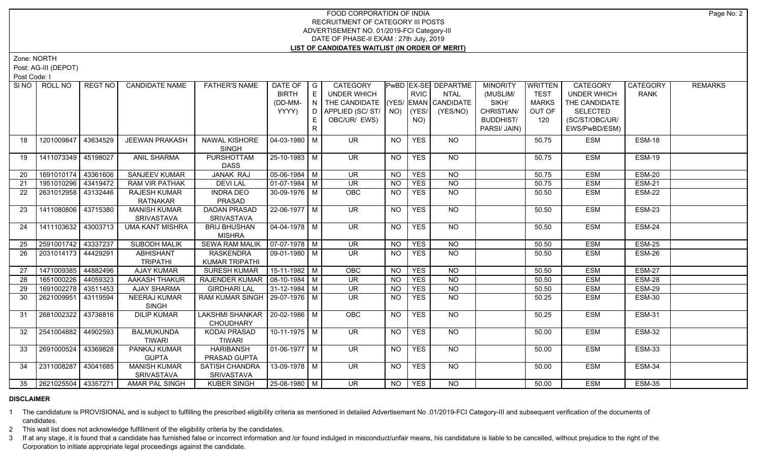# FOOD CORPORATION OF INDIA
## RECRUITMENT OF CATEGORY III POSTS
## ADVERTISEMENT NO. 01/2019-FCI Category-III
## DATE OF PHASE-II EXAM : 27th July, 2019
## LIST OF CANDIDATES WAITLIST (IN ORDER OF MERIT)

Zone: NORTH

Post: AG-III (DEPOT)

Post Code: I

| Sl NO | ROLL NO | REGT NO | CANDIDATE NAME | FATHER'S NAME | DATE OF BIRTH (DD-MM-YYYY) | GENDER | CATEGORY UNDER WHICH THE CANDIDATE APPLIED (SC/ ST/ OBC/UR/ EWS) | PwBD (YES/ NO) | EX-SERVICEMAN (YES/ NO) | DEPARTMENTAL CANDIDATE (YES/NO) | MINORITY (MUSLIM/ SIKH/ CHRISTIAN/ BUDDHIST/ PARSI/ JAIN) | WRITTEN TEST MARKS OUT OF 120 | CATEGORY UNDER WHICH THE CANDIDATE SELECTED (SC/ST/OBC/UR/ EWS/PwBD/ESM) | CATEGORY RANK | REMARKS |
|---|---|---|---|---|---|---|---|---|---|---|---|---|---|---|---|
| 18 | 1201009847 | 43634529 | JEEWAN PRAKASH | NAWAL KISHORE SINGH | 04-03-1980 | M | UR | NO | YES | NO | | 50.75 | ESM | ESM-18 | |
| 19 | 1411073349 | 45198027 | ANIL SHARMA | PURSHOTTAM DASS | 25-10-1983 | M | UR | NO | YES | NO | | 50.75 | ESM | ESM-19 | |
| 20 | 1691010174 | 43361606 | SANJEEV KUMAR | JANAK RAJ | 05-06-1984 | M | UR | NO | YES | NO | | 50.75 | ESM | ESM-20 | |
| 21 | 1951010296 | 43419472 | RAM VIR PATHAK | DEVI LAL | 01-07-1984 | M | UR | NO | YES | NO | | 50.75 | ESM | ESM-21 | |
| 22 | 2631012958 | 43132446 | RAJESH KUMAR RATNAKAR | INDRA DEO PRASAD | 30-09-1976 | M | OBC | NO | YES | NO | | 50.50 | ESM | ESM-22 | |
| 23 | 1411080806 | 43715380 | MANISH KUMAR SRIVASTAVA | DADAN PRASAD SRIVASTAVA | 22-06-1977 | M | UR | NO | YES | NO | | 50.50 | ESM | ESM-23 | |
| 24 | 1411103632 | 43003713 | UMA KANT MISHRA | BRIJ BHUSHAN MISHRA | 04-04-1978 | M | UR | NO | YES | NO | | 50.50 | ESM | ESM-24 | |
| 25 | 2591001742 | 43337237 | SUBODH MALIK | SEWA RAM MALIK | 07-07-1978 | M | UR | NO | YES | NO | | 50.50 | ESM | ESM-25 | |
| 26 | 2031014173 | 44429291 | ABHISHANT TRIPATHI | RASKENDRA KUMAR TRIPATHI | 09-01-1980 | M | UR | NO | YES | NO | | 50.50 | ESM | ESM-26 | |
| 27 | 1471009385 | 44882496 | AJAY KUMAR | SURESH KUMAR | 15-11-1982 | M | OBC | NO | YES | NO | | 50.50 | ESM | ESM-27 | |
| 28 | 1651000226 | 44059323 | AAKASH THAKUR | RAJENDER KUMAR | 08-10-1984 | M | UR | NO | YES | NO | | 50.50 | ESM | ESM-28 | |
| 29 | 1691002278 | 43511453 | AJAY SHARMA | GIRDHARI LAL | 31-12-1984 | M | UR | NO | YES | NO | | 50.50 | ESM | ESM-29 | |
| 30 | 2621009951 | 43119594 | NEERAJ KUMAR SINGH | RAM KUMAR SINGH | 29-07-1976 | M | UR | NO | YES | NO | | 50.25 | ESM | ESM-30 | |
| 31 | 2681002322 | 43736816 | DILIP KUMAR | LAKSHMI SHANKAR CHOUDHARY | 20-02-1986 | M | OBC | NO | YES | NO | | 50.25 | ESM | ESM-31 | |
| 32 | 2541004882 | 44902593 | BALMUKUNDA TIWARI | KODAI PRASAD TIWARI | 10-11-1975 | M | UR | NO | YES | NO | | 50.00 | ESM | ESM-32 | |
| 33 | 2691000524 | 43369828 | PANKAJ KUMAR GUPTA | HARIBANSH PRASAD GUPTA | 01-06-1977 | M | UR | NO | YES | NO | | 50.00 | ESM | ESM-33 | |
| 34 | 2311008287 | 43041685 | MANISH KUMAR SRIVASTAVA | SATISH CHANDRA SRIVASTAVA | 13-09-1978 | M | UR | NO | YES | NO | | 50.00 | ESM | ESM-34 | |
| 35 | 2621025504 | 43357271 | AMAR PAL SINGH | KUBER SINGH | 25-08-1980 | M | UR | NO | YES | NO | | 50.00 | ESM | ESM-35 | |

**DISCLAIMER**

1. The candidature is PROVISIONAL and is subject to fulfilling the prescribed eligibility criteria as mentioned in detailed Advertisement No .01/2019-FCI Category-III and subsequent verification of the documents of candidates.
2. This wait list does not acknowledge fulfillment of the eligibility criteria by the candidates.
3. If at any stage, it is found that a candidate has furnished false or incorrect information and /or found indulged in misconduct/unfair means, his candidature is liable to be cancelled, without prejudice to the right of the Corporation to initiate appropriate legal proceedings against the candidate.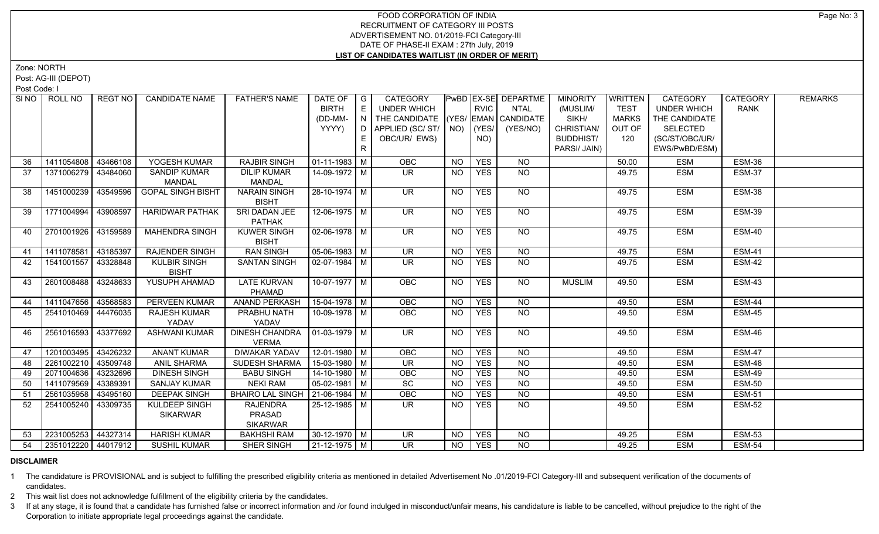# FOOD CORPORATION OF INDIA
## RECRUITMENT OF CATEGORY III POSTS
### ADVERTISEMENT NO. 01/2019-FCI Category-III
### DATE OF PHASE-II EXAM : 27th July, 2019
### LIST OF CANDIDATES WAITLIST (IN ORDER OF MERIT)

Zone: NORTH

Post: AG-III (DEPOT)

Post Code: I

| Sl NO | ROLL NO | REGT NO | CANDIDATE NAME | FATHER'S NAME | DATE OF BIRTH (DD-MM-YYYY) | GENDER | CATEGORY UNDER WHICH THE CANDIDATE APPLIED (SC/ ST/ OBC/UR/ EWS) | PwBD (YES/ NO) | EX-SERVICEMAN (YES/ NO) | DEPARTMENTAL CANDIDATE (YES/NO) | MINORITY (MUSLIM/ SIKH/ CHRISTIAN/ BUDDHIST/ PARSI/ JAIN) | WRITTEN TEST MARKS OUT OF 120 | CATEGORY UNDER WHICH THE CANDIDATE SELECTED (SC/ST/OBC/UR/ EWS/PwBD/ESM) | CATEGORY RANK | REMARKS |
|---|---|---|---|---|---|---|---|---|---|---|---|---|---|---|---|
| 36 | 1411054808 | 43466108 | YOGESH KUMAR | RAJBIR SINGH | 01-11-1983 | M | OBC | NO | YES | NO | | 50.00 | ESM | ESM-36 | |
| 37 | 1371006279 | 43484060 | SANDIP KUMAR MANDAL | DILIP KUMAR MANDAL | 14-09-1972 | M | UR | NO | YES | NO | | 49.75 | ESM | ESM-37 | |
| 38 | 1451000239 | 43549596 | GOPAL SINGH BISHT | NARAIN SINGH BISHT | 28-10-1974 | M | UR | NO | YES | NO | | 49.75 | ESM | ESM-38 | |
| 39 | 1771004994 | 43908597 | HARIDWAR PATHAK | SRI DADAN JEE PATHAK | 12-06-1975 | M | UR | NO | YES | NO | | 49.75 | ESM | ESM-39 | |
| 40 | 2701001926 | 43159589 | MAHENDRA SINGH | KUWER SINGH BISHT | 02-06-1978 | M | UR | NO | YES | NO | | 49.75 | ESM | ESM-40 | |
| 41 | 1411078581 | 43185397 | RAJENDER SINGH | RAN SINGH | 05-06-1983 | M | UR | NO | YES | NO | | 49.75 | ESM | ESM-41 | |
| 42 | 1541001557 | 43328848 | KULBIR SINGH BISHT | SANTAN SINGH | 02-07-1984 | M | UR | NO | YES | NO | | 49.75 | ESM | ESM-42 | |
| 43 | 2601008488 | 43248633 | YUSUPH AHAMAD | LATE KURVAN PHAMAD | 10-07-1977 | M | OBC | NO | YES | NO | MUSLIM | 49.50 | ESM | ESM-43 | |
| 44 | 1411047656 | 43568583 | PERVEEN KUMAR | ANAND PERKASH | 15-04-1978 | M | OBC | NO | YES | NO | | 49.50 | ESM | ESM-44 | |
| 45 | 2541010469 | 44476035 | RAJESH KUMAR YADAV | PRABHU NATH YADAV | 10-09-1978 | M | OBC | NO | YES | NO | | 49.50 | ESM | ESM-45 | |
| 46 | 2561016593 | 43377692 | ASHWANI KUMAR | DINESH CHANDRA VERMA | 01-03-1979 | M | UR | NO | YES | NO | | 49.50 | ESM | ESM-46 | |
| 47 | 1201003495 | 43426232 | ANANT KUMAR | DIWAKAR YADAV | 12-01-1980 | M | OBC | NO | YES | NO | | 49.50 | ESM | ESM-47 | |
| 48 | 2261002210 | 43509748 | ANIL SHARMA | SUDESH SHARMA | 15-03-1980 | M | UR | NO | YES | NO | | 49.50 | ESM | ESM-48 | |
| 49 | 2071004636 | 43232696 | DINESH SINGH | BABU SINGH | 14-10-1980 | M | OBC | NO | YES | NO | | 49.50 | ESM | ESM-49 | |
| 50 | 1411079569 | 43389391 | SANJAY KUMAR | NEKI RAM | 05-02-1981 | M | SC | NO | YES | NO | | 49.50 | ESM | ESM-50 | |
| 51 | 2561035958 | 43495160 | DEEPAK SINGH | BHAIRO LAL SINGH | 21-06-1984 | M | OBC | NO | YES | NO | | 49.50 | ESM | ESM-51 | |
| 52 | 2541005240 | 43309735 | KULDEEP SINGH SIKARWAR | RAJENDRA PRASAD SIKARWAR | 25-12-1985 | M | UR | NO | YES | NO | | 49.50 | ESM | ESM-52 | |
| 53 | 2231005253 | 44327314 | HARISH KUMAR | BAKHSHI RAM | 30-12-1970 | M | UR | NO | YES | NO | | 49.25 | ESM | ESM-53 | |
| 54 | 2351012220 | 44017912 | SUSHIL KUMAR | SHER SINGH | 21-12-1975 | M | UR | NO | YES | NO | | 49.25 | ESM | ESM-54 | |

**DISCLAIMER**

1 The candidature is PROVISIONAL and is subject to fulfilling the prescribed eligibility criteria as mentioned in detailed Advertisement No .01/2019-FCI Category-III and subsequent verification of the documents of candidates.

2 This wait list does not acknowledge fulfillment of the eligibility criteria by the candidates.

3 If at any stage, it is found that a candidate has furnished false or incorrect information and /or found indulged in misconduct/unfair means, his candidature is liable to be cancelled, without prejudice to the right of the Corporation to initiate appropriate legal proceedings against the candidate.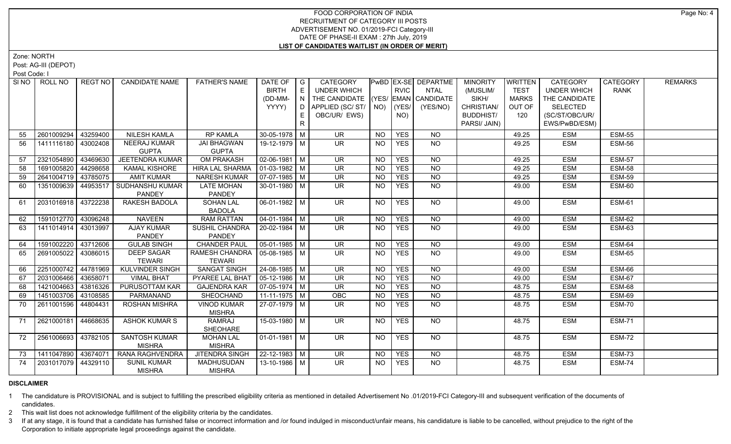FOOD CORPORATION OF INDIA
RECRUITMENT OF CATEGORY III POSTS
ADVERTISEMENT NO. 01/2019-FCI Category-III
DATE OF PHASE-II EXAM : 27th July, 2019
**LIST OF CANDIDATES WAITLIST (IN ORDER OF MERIT)**

Zone: NORTH
Post: AG-III (DEPOT)
Post Code: I

| SI NO | ROLL NO | REGT NO | CANDIDATE NAME | FATHER'S NAME | DATE OF BIRTH (DD-MM-YYYY) | GENDER | CATEGORY UNDER WHICH THE CANDIDATE APPLIED (SC/ ST/ OBC/UR/ EWS) | PwBD (YES/ NO) | EX-SERVICEMAN (YES/ NO) | DEPARTMENTAL CANDIDATE (YES/NO) | MINORITY (MUSLIM/ SIKH/ CHRISTIAN/ BUDDHIST/ PARSI/ JAIN) | WRITTEN TEST MARKS OUT OF 120 | CATEGORY UNDER WHICH THE CANDIDATE SELECTED (SC/ST/OBC/UR/ EWS/PwBD/ESM) | CATEGORY RANK | REMARKS |
|---|---|---|---|---|---|---|---|---|---|---|---|---|---|---|---|
| 55 | 2601009294 | 43259400 | NILESH KAMLA | RP KAMLA | 30-05-1978 | M | UR | NO | YES | NO | | 49.25 | ESM | ESM-55 | |
| 56 | 1411116180 | 43002408 | NEERAJ KUMAR GUPTA | JAI BHAGWAN GUPTA | 19-12-1979 | M | UR | NO | YES | NO | | 49.25 | ESM | ESM-56 | |
| 57 | 2321054890 | 43469630 | JEETENDRA KUMAR | OM PRAKASH | 02-06-1981 | M | UR | NO | YES | NO | | 49.25 | ESM | ESM-57 | |
| 58 | 1691005820 | 44298658 | KAMAL KISHORE | HIRA LAL SHARMA | 01-03-1982 | M | UR | NO | YES | NO | | 49.25 | ESM | ESM-58 | |
| 59 | 2641004719 | 43785075 | AMIT KUMAR | NARESH KUMAR | 07-07-1985 | M | UR | NO | YES | NO | | 49.25 | ESM | ESM-59 | |
| 60 | 1351009639 | 44953517 | SUDHANSHU KUMAR PANDEY | LATE MOHAN PANDEY | 30-01-1980 | M | UR | NO | YES | NO | | 49.00 | ESM | ESM-60 | |
| 61 | 2031016918 | 43722238 | RAKESH BADOLA | SOHAN LAL BADOLA | 06-01-1982 | M | UR | NO | YES | NO | | 49.00 | ESM | ESM-61 | |
| 62 | 1591012770 | 43096248 | NAVEEN | RAM RATTAN | 04-01-1984 | M | UR | NO | YES | NO | | 49.00 | ESM | ESM-62 | |
| 63 | 1411014914 | 43013997 | AJAY KUMAR PANDEY | SUSHIL CHANDRA PANDEY | 20-02-1984 | M | UR | NO | YES | NO | | 49.00 | ESM | ESM-63 | |
| 64 | 1591002220 | 43712606 | GULAB SINGH | CHANDER PAUL | 05-01-1985 | M | UR | NO | YES | NO | | 49.00 | ESM | ESM-64 | |
| 65 | 2691005022 | 43086015 | DEEP SAGAR TEWARI | RAMESH CHANDRA TEWARI | 05-08-1985 | M | UR | NO | YES | NO | | 49.00 | ESM | ESM-65 | |
| 66 | 2251000742 | 44781969 | KULVINDER SINGH | SANGAT SINGH | 24-08-1985 | M | UR | NO | YES | NO | | 49.00 | ESM | ESM-66 | |
| 67 | 2031006466 | 43658071 | VIMAL BHAT | PYAREE LAL BHAT | 05-12-1986 | M | UR | NO | YES | NO | | 49.00 | ESM | ESM-67 | |
| 68 | 1421004663 | 43816326 | PURUSOTTAM KAR | GAJENDRA KAR | 07-05-1974 | M | UR | NO | YES | NO | | 48.75 | ESM | ESM-68 | |
| 69 | 1451003706 | 43108585 | PARMANAND | SHEOCHAND | 11-11-1975 | M | OBC | NO | YES | NO | | 48.75 | ESM | ESM-69 | |
| 70 | 2611001596 | 44804431 | ROSHAN MISHRA | VINOD KUMAR MISHRA | 27-07-1979 | M | UR | NO | YES | NO | | 48.75 | ESM | ESM-70 | |
| 71 | 2621000181 | 44668635 | ASHOK KUMAR S | RAMRAJ SHEOHARE | 15-03-1980 | M | UR | NO | YES | NO | | 48.75 | ESM | ESM-71 | |
| 72 | 2561006693 | 43782105 | SANTOSH KUMAR MISHRA | MOHAN LAL MISHRA | 01-01-1981 | M | UR | NO | YES | NO | | 48.75 | ESM | ESM-72 | |
| 73 | 1411047890 | 43674071 | RANA RAGHVENDRA | JITENDRA SINGH | 22-12-1983 | M | UR | NO | YES | NO | | 48.75 | ESM | ESM-73 | |
| 74 | 2031017079 | 44329110 | SUNIL KUMAR MISHRA | MADHUSUDAN MISHRA | 13-10-1986 | M | UR | NO | YES | NO | | 48.75 | ESM | ESM-74 | |

**DISCLAIMER**

1 The candidature is PROVISIONAL and is subject to fulfilling the prescribed eligibility criteria as mentioned in detailed Advertisement No .01/2019-FCI Category-III and subsequent verification of the documents of candidates.

2 This wait list does not acknowledge fulfillment of the eligibility criteria by the candidates.

3 If at any stage, it is found that a candidate has furnished false or incorrect information and /or found indulged in misconduct/unfair means, his candidature is liable to be cancelled, without prejudice to the right of the Corporation to initiate appropriate legal proceedings against the candidate.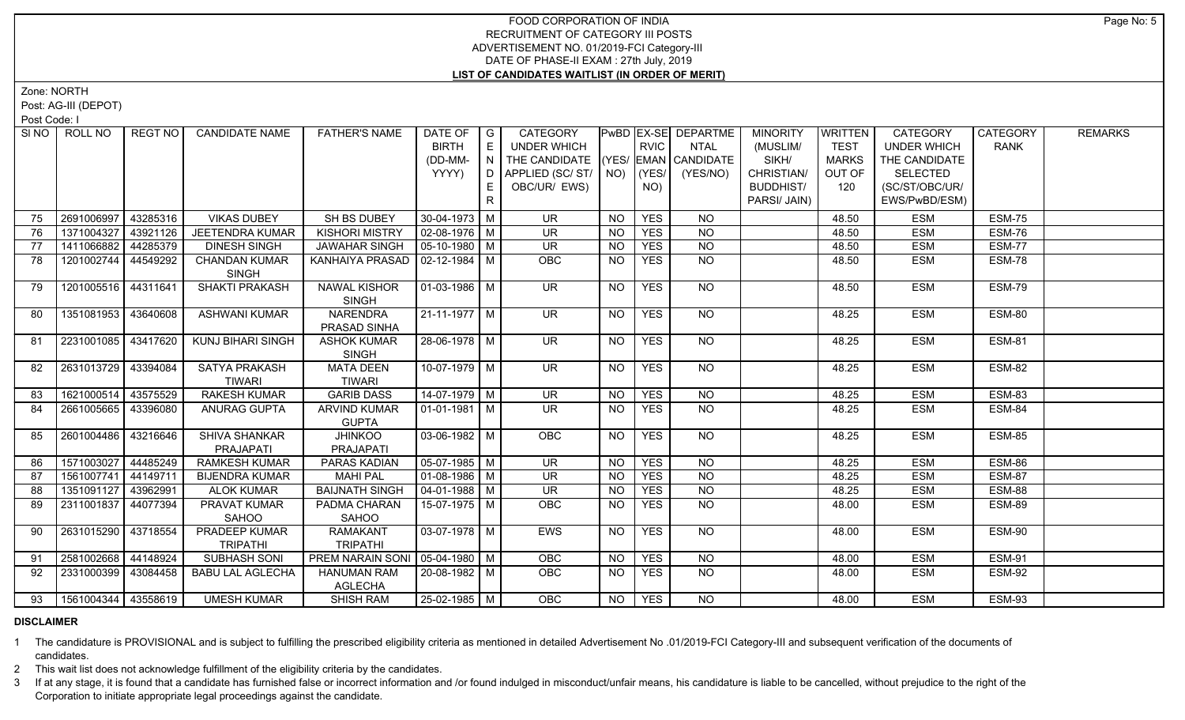# FOOD CORPORATION OF INDIA
## RECRUITMENT OF CATEGORY III POSTS
## ADVERTISEMENT NO. 01/2019-FCI Category-III
## DATE OF PHASE-II EXAM : 27th July, 2019
## LIST OF CANDIDATES WAITLIST (IN ORDER OF MERIT)

Zone: NORTH

Post: AG-III (DEPOT)

Post Code: I

| Sl NO | ROLL NO | REGT NO | CANDIDATE NAME | FATHER'S NAME | DATE OF BIRTH (DD-MM-YYYY) | GENDER | CATEGORY UNDER WHICH THE CANDIDATE APPLIED (SC/ ST/ OBC/UR/ EWS) | PwBD (YES/ NO) | EX-SERVICEMAN (YES/ NO) | DEPARTMENTAL CANDIDATE (YES/NO) | MINORITY (MUSLIM/ SIKH/ CHRISTIAN/ BUDDHIST/ PARSI/ JAIN) | WRITTEN TEST MARKS OUT OF 120 | CATEGORY UNDER WHICH THE CANDIDATE SELECTED (SC/ST/OBC/UR/ EWS/PwBD/ESM) | CATEGORY RANK | REMARKS |
|---|---|---|---|---|---|---|---|---|---|---|---|---|---|---|---|
| 75 | 2691006997 | 43285316 | VIKAS DUBEY | SH BS DUBEY | 30-04-1973 | M | UR | NO | YES | NO | | 48.50 | ESM | ESM-75 | |
| 76 | 1371004327 | 43921126 | JEETENDRA KUMAR | KISHORI MISTRY | 02-08-1976 | M | UR | NO | YES | NO | | 48.50 | ESM | ESM-76 | |
| 77 | 1411066882 | 44285379 | DINESH SINGH | JAWAHAR SINGH | 05-10-1980 | M | UR | NO | YES | NO | | 48.50 | ESM | ESM-77 | |
| 78 | 1201002744 | 44549292 | CHANDAN KUMAR SINGH | KANHAIYA PRASAD | 02-12-1984 | M | OBC | NO | YES | NO | | 48.50 | ESM | ESM-78 | |
| 79 | 1201005516 | 44311641 | SHAKTI PRAKASH | NAWAL KISHOR SINGH | 01-03-1986 | M | UR | NO | YES | NO | | 48.50 | ESM | ESM-79 | |
| 80 | 1351081953 | 43640608 | ASHWANI KUMAR | NARENDRA PRASAD SINHA | 21-11-1977 | M | UR | NO | YES | NO | | 48.25 | ESM | ESM-80 | |
| 81 | 2231001085 | 43417620 | KUNJ BIHARI SINGH | ASHOK KUMAR SINGH | 28-06-1978 | M | UR | NO | YES | NO | | 48.25 | ESM | ESM-81 | |
| 82 | 2631013729 | 43394084 | SATYA PRAKASH TIWARI | MATA DEEN TIWARI | 10-07-1979 | M | UR | NO | YES | NO | | 48.25 | ESM | ESM-82 | |
| 83 | 1621000514 | 43575529 | RAKESH KUMAR | GARIB DASS | 14-07-1979 | M | UR | NO | YES | NO | | 48.25 | ESM | ESM-83 | |
| 84 | 2661005665 | 43396080 | ANURAG GUPTA | ARVIND KUMAR GUPTA | 01-01-1981 | M | UR | NO | YES | NO | | 48.25 | ESM | ESM-84 | |
| 85 | 2601004486 | 43216646 | SHIVA SHANKAR PRAJAPATI | JHINKOO PRAJAPATI | 03-06-1982 | M | OBC | NO | YES | NO | | 48.25 | ESM | ESM-85 | |
| 86 | 1571003027 | 44485249 | RAMKESH KUMAR | PARAS KADIAN | 05-07-1985 | M | UR | NO | YES | NO | | 48.25 | ESM | ESM-86 | |
| 87 | 1561007741 | 44149711 | BIJENDRA KUMAR | MAHI PAL | 01-08-1986 | M | UR | NO | YES | NO | | 48.25 | ESM | ESM-87 | |
| 88 | 1351091127 | 43962991 | ALOK KUMAR | BAIJNATH SINGH | 04-01-1988 | M | UR | NO | YES | NO | | 48.25 | ESM | ESM-88 | |
| 89 | 2311001837 | 44077394 | PRAVAT KUMAR SAHOO | PADMA CHARAN SAHOO | 15-07-1975 | M | OBC | NO | YES | NO | | 48.00 | ESM | ESM-89 | |
| 90 | 2631015290 | 43718554 | PRADEEP KUMAR TRIPATHI | RAMAKANT TRIPATHI | 03-07-1978 | M | EWS | NO | YES | NO | | 48.00 | ESM | ESM-90 | |
| 91 | 2581002668 | 44148924 | SUBHASH SONI | PREM NARAIN SONI | 05-04-1980 | M | OBC | NO | YES | NO | | 48.00 | ESM | ESM-91 | |
| 92 | 2331000399 | 43084458 | BABU LAL AGLECHA | HANUMAN RAM AGLECHA | 20-08-1982 | M | OBC | NO | YES | NO | | 48.00 | ESM | ESM-92 | |
| 93 | 1561004344 | 43558619 | UMESH KUMAR | SHISH RAM | 25-02-1985 | M | OBC | NO | YES | NO | | 48.00 | ESM | ESM-93 | |

**DISCLAIMER**

1 The candidature is PROVISIONAL and is subject to fulfilling the prescribed eligibility criteria as mentioned in detailed Advertisement No .01/2019-FCI Category-III and subsequent verification of the documents of candidates.

2 This wait list does not acknowledge fulfillment of the eligibility criteria by the candidates.

3 If at any stage, it is found that a candidate has furnished false or incorrect information and /or found indulged in misconduct/unfair means, his candidature is liable to be cancelled, without prejudice to the right of the Corporation to initiate appropriate legal proceedings against the candidate.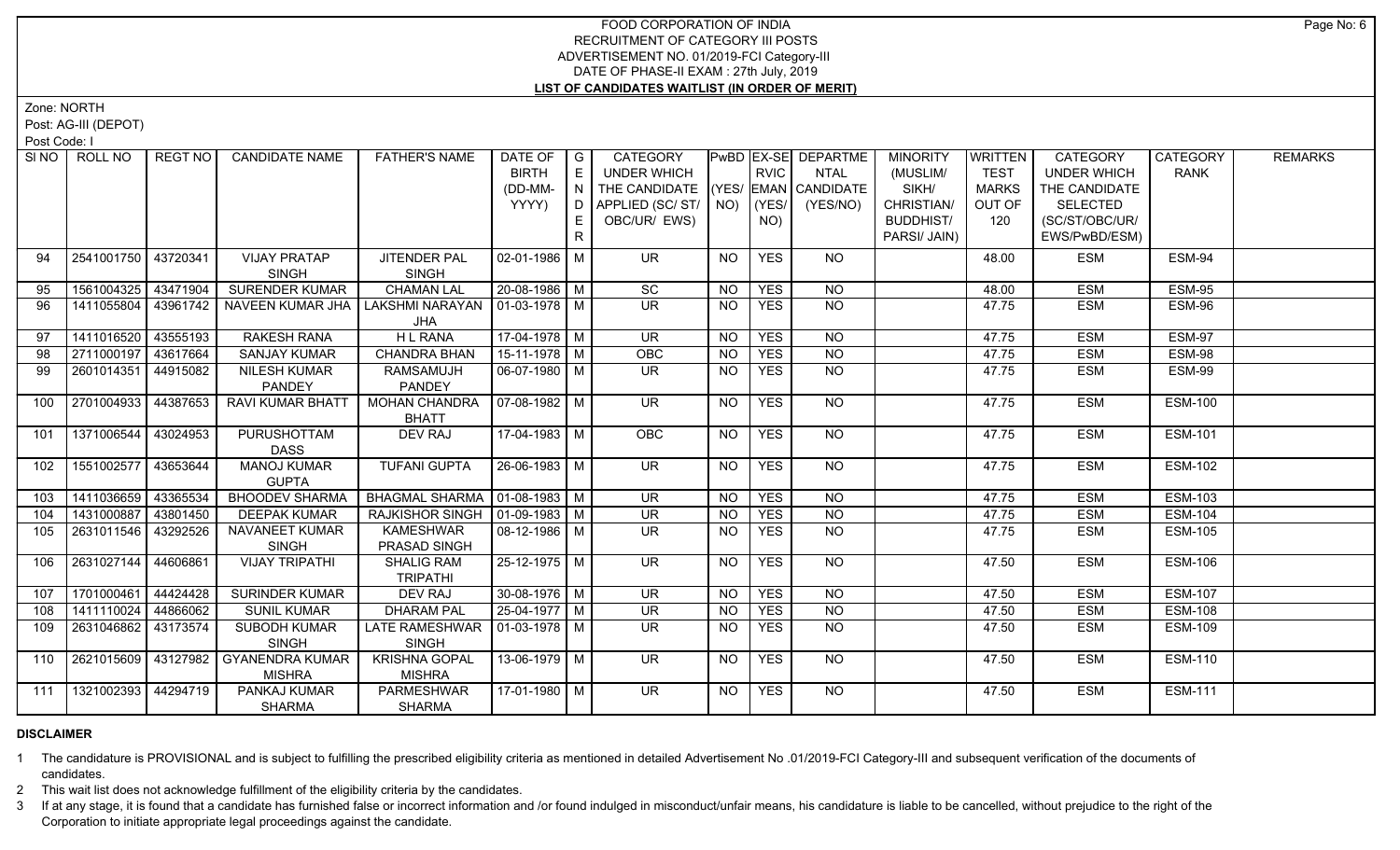# FOOD CORPORATION OF INDIA
## RECRUITMENT OF CATEGORY III POSTS
## ADVERTISEMENT NO. 01/2019-FCI Category-III
## DATE OF PHASE-II EXAM : 27th July, 2019
## LIST OF CANDIDATES WAITLIST (IN ORDER OF MERIT)

Zone: NORTH

Post: AG-III (DEPOT)

Post Code: I

| SI NO | ROLL NO | REGT NO | CANDIDATE NAME | FATHER'S NAME | DATE OF BIRTH (DD-MM-YYYY) | GENDER | CATEGORY UNDER WHICH THE CANDIDATE APPLIED (SC/ST/OBC/UR/ EWS) | PwBD (YES/NO) | EX-SERVICEMAN (YES/NO) | DEPARTMENTAL CANDIDATE (YES/NO) | MINORITY (MUSLIM/ SIKH/ CHRISTIAN/ BUDDHIST/ PARSI/ JAIN) | WRITTEN TEST MARKS OUT OF 120 | CATEGORY UNDER WHICH THE CANDIDATE SELECTED (SC/ST/OBC/UR/ EWS/PwBD/ESM) | CATEGORY RANK | REMARKS |
|---|---|---|---|---|---|---|---|---|---|---|---|---|---|---|---|
| 94 | 2541001750 | 43720341 | VIJAY PRATAP SINGH | JITENDER PAL SINGH | 02-01-1986 | M | UR | NO | YES | NO | | 48.00 | ESM | ESM-94 | |
| 95 | 1561004325 | 43471904 | SURENDER KUMAR | CHAMAN LAL | 20-08-1986 | M | SC | NO | YES | NO | | 48.00 | ESM | ESM-95 | |
| 96 | 1411055804 | 43961742 | NAVEEN KUMAR JHA | LAKSHMI NARAYAN JHA | 01-03-1978 | M | UR | NO | YES | NO | | 47.75 | ESM | ESM-96 | |
| 97 | 1411016520 | 43555193 | RAKESH RANA | H L RANA | 17-04-1978 | M | UR | NO | YES | NO | | 47.75 | ESM | ESM-97 | |
| 98 | 2711000197 | 43617664 | SANJAY KUMAR | CHANDRA BHAN | 15-11-1978 | M | OBC | NO | YES | NO | | 47.75 | ESM | ESM-98 | |
| 99 | 2601014351 | 44915082 | NILESH KUMAR PANDEY | RAMSAMUJH PANDEY | 06-07-1980 | M | UR | NO | YES | NO | | 47.75 | ESM | ESM-99 | |
| 100 | 2701004933 | 44387653 | RAVI KUMAR BHATT | MOHAN CHANDRA BHATT | 07-08-1982 | M | UR | NO | YES | NO | | 47.75 | ESM | ESM-100 | |
| 101 | 1371006544 | 43024953 | PURUSHOTTAM DASS | DEV RAJ | 17-04-1983 | M | OBC | NO | YES | NO | | 47.75 | ESM | ESM-101 | |
| 102 | 1551002577 | 43653644 | MANOJ KUMAR GUPTA | TUFANI GUPTA | 26-06-1983 | M | UR | NO | YES | NO | | 47.75 | ESM | ESM-102 | |
| 103 | 1411036659 | 43365534 | BHOODEV SHARMA | BHAGMAL SHARMA | 01-08-1983 | M | UR | NO | YES | NO | | 47.75 | ESM | ESM-103 | |
| 104 | 1431000887 | 43801450 | DEEPAK KUMAR | RAJKISHOR SINGH | 01-09-1983 | M | UR | NO | YES | NO | | 47.75 | ESM | ESM-104 | |
| 105 | 2631011546 | 43292526 | NAVANEET KUMAR SINGH | KAMESHWAR PRASAD SINGH | 08-12-1986 | M | UR | NO | YES | NO | | 47.75 | ESM | ESM-105 | |
| 106 | 2631027144 | 44606861 | VIJAY TRIPATHI | SHALIG RAM TRIPATHI | 25-12-1975 | M | UR | NO | YES | NO | | 47.50 | ESM | ESM-106 | |
| 107 | 1701000461 | 44424428 | SURINDER KUMAR | DEV RAJ | 30-08-1976 | M | UR | NO | YES | NO | | 47.50 | ESM | ESM-107 | |
| 108 | 1411110024 | 44866062 | SUNIL KUMAR | DHARAM PAL | 25-04-1977 | M | UR | NO | YES | NO | | 47.50 | ESM | ESM-108 | |
| 109 | 2631046862 | 43173574 | SUBODH KUMAR SINGH | LATE RAMESHWAR SINGH | 01-03-1978 | M | UR | NO | YES | NO | | 47.50 | ESM | ESM-109 | |
| 110 | 2621015609 | 43127982 | GYANENDRA KUMAR MISHRA | KRISHNA GOPAL MISHRA | 13-06-1979 | M | UR | NO | YES | NO | | 47.50 | ESM | ESM-110 | |
| 111 | 1321002393 | 44294719 | PANKAJ KUMAR SHARMA | PARMESHWAR SHARMA | 17-01-1980 | M | UR | NO | YES | NO | | 47.50 | ESM | ESM-111 | |

**DISCLAIMER**

1 The candidature is PROVISIONAL and is subject to fulfilling the prescribed eligibility criteria as mentioned in detailed Advertisement No .01/2019-FCI Category-III and subsequent verification of the documents of candidates.

2 This wait list does not acknowledge fulfillment of the eligibility criteria by the candidates.

3 If at any stage, it is found that a candidate has furnished false or incorrect information and /or found indulged in misconduct/unfair means, his candidature is liable to be cancelled, without prejudice to the right of the Corporation to initiate appropriate legal proceedings against the candidate.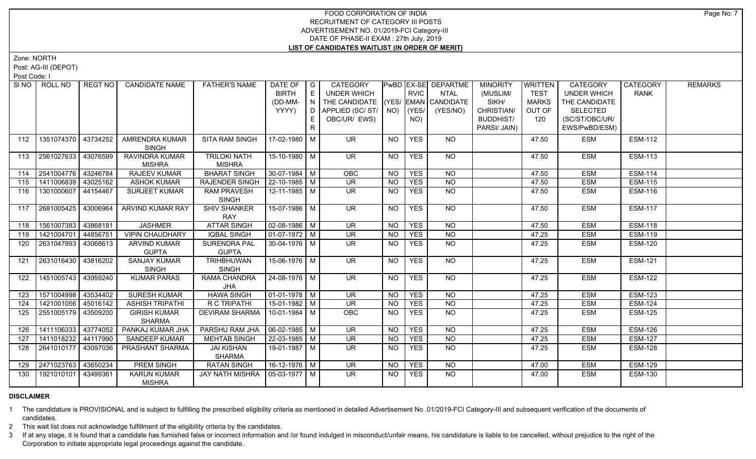# FOOD CORPORATION OF INDIA
## RECRUITMENT OF CATEGORY III POSTS
## ADVERTISEMENT NO. 01/2019-FCI Category-III
## DATE OF PHASE-II EXAM : 27th July, 2019
## LIST OF CANDIDATES WAITLIST (IN ORDER OF MERIT)

Zone: NORTH

Post: AG-III (DEPOT)

Post Code: I

| SI NO | ROLL NO | REGT NO | CANDIDATE NAME | FATHER'S NAME | DATE OF BIRTH (DD-MM-YYYY) | GENDER | CATEGORY UNDER WHICH THE CANDIDATE APPLIED (SC/ ST/ OBC/UR/ EWS) | PwBD (YES/ NO) | EX-SERVICEMAN (YES/ NO) | DEPARTMENTAL CANDIDATE (YES/NO) | MINORITY (MUSLIM/ SIKH/ CHRISTIAN/ BUDDHIST/ PARSI/ JAIN) | WRITTEN TEST MARKS OUT OF 120 | CATEGORY UNDER WHICH THE CANDIDATE SELECTED (SC/ST/OBC/UR/ EWS/PwBD/ESM) | CATEGORY RANK | REMARKS |
|---|---|---|---|---|---|---|---|---|---|---|---|---|---|---|---|
| 112 | 1351074370 | 43734252 | AMRENDRA KUMAR SINGH | SITA RAM SINGH | 17-02-1980 | M | UR | NO | YES | NO | | 47.50 | ESM | ESM-112 | |
| 113 | 2561027633 | 43076599 | RAVINDRA KUMAR MISHRA | TRILOKI NATH MISHRA | 15-10-1980 | M | UR | NO | YES | NO | | 47.50 | ESM | ESM-113 | |
| 114 | 2541004776 | 43246784 | RAJEEV KUMAR | BHARAT SINGH | 30-07-1984 | M | OBC | NO | YES | NO | | 47.50 | ESM | ESM-114 | |
| 115 | 1411006839 | 43025162 | ASHOK KUMAR | RAJENDER SINGH | 22-10-1985 | M | UR | NO | YES | NO | | 47.50 | ESM | ESM-115 | |
| 116 | 1301000607 | 44154467 | SURJEET KUMAR | RAM PRAVESH SINGH | 12-11-1985 | M | UR | NO | YES | NO | | 47.50 | ESM | ESM-116 | |
| 117 | 2681005425 | 43006964 | ARVIND KUMAR RAY | SHIV SHANKER RAY | 15-07-1986 | M | UR | NO | YES | NO | | 47.50 | ESM | ESM-117 | |
| 118 | 1561007383 | 43868181 | JASHMER | ATTAR SINGH | 02-08-1986 | M | UR | NO | YES | NO | | 47.50 | ESM | ESM-118 | |
| 119 | 1421004701 | 44856751 | VIPIN CHAUDHARY | IQBAL SINGH | 01-07-1972 | M | UR | NO | YES | NO | | 47.25 | ESM | ESM-119 | |
| 120 | 2631047993 | 43068613 | ARVIND KUMAR GUPTA | SURENDRA PAL GUPTA | 30-04-1976 | M | UR | NO | YES | NO | | 47.25 | ESM | ESM-120 | |
| 121 | 2631016430 | 43816202 | SANJAY KUMAR SINGH | TRIHBHUWAN SINGH | 15-06-1976 | M | UR | NO | YES | NO | | 47.25 | ESM | ESM-121 | |
| 122 | 1451005743 | 43959240 | KUMAR PARAS | RAMA CHANDRA JHA | 24-08-1976 | M | UR | NO | YES | NO | | 47.25 | ESM | ESM-122 | |
| 123 | 1571004998 | 43534402 | SURESH KUMAR | HAWA SINGH | 01-01-1978 | M | UR | NO | YES | NO | | 47.25 | ESM | ESM-123 | |
| 124 | 1421001056 | 45016142 | ASHISH TRIPATHI | R C TRIPATHI | 15-01-1982 | M | UR | NO | YES | NO | | 47.25 | ESM | ESM-124 | |
| 125 | 2551005179 | 43509200 | GIRISH KUMAR SHARMA | DEVIRAM SHARMA | 10-01-1984 | M | OBC | NO | YES | NO | | 47.25 | ESM | ESM-125 | |
| 126 | 1411106333 | 43774052 | PANKAJ KUMAR JHA | PARSHU RAM JHA | 06-02-1985 | M | UR | NO | YES | NO | | 47.25 | ESM | ESM-126 | |
| 127 | 1411018232 | 44117990 | SANDEEP KUMAR | MEHTAB SINGH | 22-03-1985 | M | UR | NO | YES | NO | | 47.25 | ESM | ESM-127 | |
| 128 | 2641010177 | 43097036 | PRASHANT SHARMA | JAI KISHAN SHARMA | 19-01-1987 | M | UR | NO | YES | NO | | 47.25 | ESM | ESM-128 | |
| 129 | 2471023763 | 43650234 | PREM SINGH | RATAN SINGH | 16-12-1976 | M | UR | NO | YES | NO | | 47.00 | ESM | ESM-129 | |
| 130 | 1921010101 | 43499361 | KARUN KUMAR MISHRA | JAY NATH MISHRA | 05-03-1977 | M | UR | NO | YES | NO | | 47.00 | ESM | ESM-130 | |

**DISCLAIMER**

1 The candidature is PROVISIONAL and is subject to fulfilling the prescribed eligibility criteria as mentioned in detailed Advertisement No .01/2019-FCI Category-III and subsequent verification of the documents of candidates.

2 This wait list does not acknowledge fulfillment of the eligibility criteria by the candidates.

3 If at any stage, it is found that a candidate has furnished false or incorrect information and /or found indulged in misconduct/unfair means, his candidature is liable to be cancelled, without prejudice to the right of the Corporation to initiate appropriate legal proceedings against the candidate.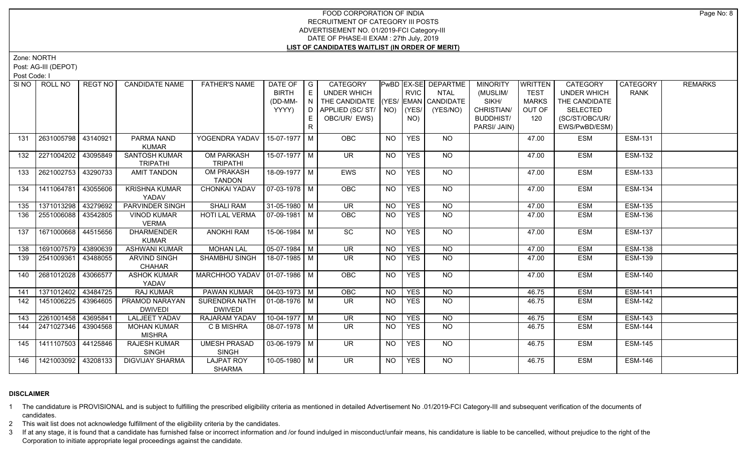# FOOD CORPORATION OF INDIA
## RECRUITMENT OF CATEGORY III POSTS
### ADVERTISEMENT NO. 01/2019-FCI Category-III
### DATE OF PHASE-II EXAM : 27th July, 2019
### LIST OF CANDIDATES WAITLIST (IN ORDER OF MERIT)

Zone: NORTH

Post: AG-III (DEPOT)

Post Code: I

| SI NO | ROLL NO | REGT NO | CANDIDATE NAME | FATHER'S NAME | DATE OF BIRTH (DD-MM-YYYY) | GENDER | CATEGORY UNDER WHICH THE CANDIDATE APPLIED (SC/ ST/ OBC/UR/ EWS) | PwBD (YES/ NO) | EX-SERVICEMAN (YES/ NO) | DEPARTMENTAL CANDIDATE (YES/NO) | MINORITY (MUSLIM/ SIKH/ CHRISTIAN/ BUDDHIST/ PARSI/ JAIN) | WRITTEN TEST MARKS OUT OF 120 | CATEGORY UNDER WHICH THE CANDIDATE SELECTED (SC/ST/OBC/UR/ EWS/PwBD/ESM) | CATEGORY RANK | REMARKS |
|---|---|---|---|---|---|---|---|---|---|---|---|---|---|---|---|
| 131 | 2631005798 | 43140921 | PARMA NAND KUMAR | YOGENDRA YADAV | 15-07-1977 | M | OBC | NO | YES | NO | | 47.00 | ESM | ESM-131 | |
| 132 | 2271004202 | 43095849 | SANTOSH KUMAR TRIPATHI | OM PARKASH TRIPATHI | 15-07-1977 | M | UR | NO | YES | NO | | 47.00 | ESM | ESM-132 | |
| 133 | 2621002753 | 43290733 | AMIT TANDON | OM PRAKASH TANDON | 18-09-1977 | M | EWS | NO | YES | NO | | 47.00 | ESM | ESM-133 | |
| 134 | 1411064781 | 43055606 | KRISHNA KUMAR YADAV | CHONKAI YADAV | 07-03-1978 | M | OBC | NO | YES | NO | | 47.00 | ESM | ESM-134 | |
| 135 | 1371013298 | 43279692 | PARVINDER SINGH | SHALI RAM | 31-05-1980 | M | UR | NO | YES | NO | | 47.00 | ESM | ESM-135 | |
| 136 | 2551006088 | 43542805 | VINOD KUMAR VERMA | HOTI LAL VERMA | 07-09-1981 | M | OBC | NO | YES | NO | | 47.00 | ESM | ESM-136 | |
| 137 | 1671000668 | 44515656 | DHARMENDER KUMAR | ANOKHI RAM | 15-06-1984 | M | SC | NO | YES | NO | | 47.00 | ESM | ESM-137 | |
| 138 | 1691007579 | 43890639 | ASHWANI KUMAR | MOHAN LAL | 05-07-1984 | M | UR | NO | YES | NO | | 47.00 | ESM | ESM-138 | |
| 139 | 2541009361 | 43488055 | ARVIND SINGH CHAHAR | SHAMBHU SINGH | 18-07-1985 | M | UR | NO | YES | NO | | 47.00 | ESM | ESM-139 | |
| 140 | 2681012028 | 43066577 | ASHOK KUMAR YADAV | MARCHHOO YADAV | 01-07-1986 | M | OBC | NO | YES | NO | | 47.00 | ESM | ESM-140 | |
| 141 | 1371012402 | 43484725 | RAJ KUMAR | PAWAN KUMAR | 04-03-1973 | M | OBC | NO | YES | NO | | 46.75 | ESM | ESM-141 | |
| 142 | 1451006225 | 43964605 | PRAMOD NARAYAN DWIVEDI | SURENDRA NATH DWIVEDI | 01-08-1976 | M | UR | NO | YES | NO | | 46.75 | ESM | ESM-142 | |
| 143 | 2261001458 | 43695841 | LALJEET YADAV | RAJARAM YADAV | 10-04-1977 | M | UR | NO | YES | NO | | 46.75 | ESM | ESM-143 | |
| 144 | 2471027346 | 43904568 | MOHAN KUMAR MISHRA | C B MISHRA | 08-07-1978 | M | UR | NO | YES | NO | | 46.75 | ESM | ESM-144 | |
| 145 | 1411107503 | 44125846 | RAJESH KUMAR SINGH | UMESH PRASAD SINGH | 03-06-1979 | M | UR | NO | YES | NO | | 46.75 | ESM | ESM-145 | |
| 146 | 1421003092 | 43208133 | DIGVIJAY SHARMA | LAJPAT ROY SHARMA | 10-05-1980 | M | UR | NO | YES | NO | | 46.75 | ESM | ESM-146 | |

**DISCLAIMER**

1 The candidature is PROVISIONAL and is subject to fulfilling the prescribed eligibility criteria as mentioned in detailed Advertisement No .01/2019-FCI Category-III and subsequent verification of the documents of candidates.

2 This wait list does not acknowledge fulfillment of the eligibility criteria by the candidates.

3 If at any stage, it is found that a candidate has furnished false or incorrect information and /or found indulged in misconduct/unfair means, his candidature is liable to be cancelled, without prejudice to the right of the Corporation to initiate appropriate legal proceedings against the candidate.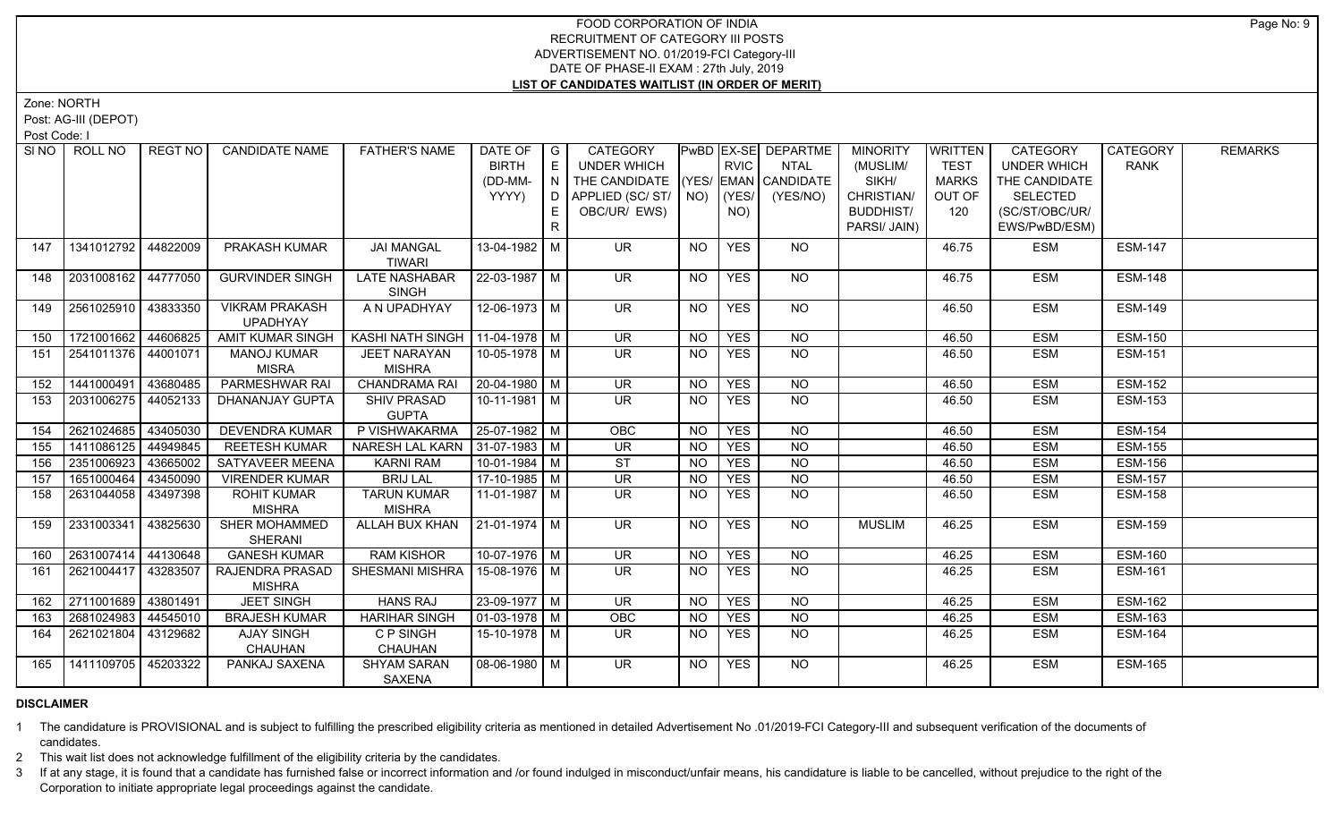# FOOD CORPORATION OF INDIA
## RECRUITMENT OF CATEGORY III POSTS
## ADVERTISEMENT NO. 01/2019-FCI Category-III
## DATE OF PHASE-II EXAM : 27th July, 2019
## LIST OF CANDIDATES WAITLIST (IN ORDER OF MERIT)

Zone: NORTH

Post: AG-III (DEPOT)

Post Code: I

| SI NO | ROLL NO | REGT NO | CANDIDATE NAME | FATHER'S NAME | DATE OF BIRTH (DD-MM-YYYY) | GENDER | CATEGORY UNDER WHICH THE CANDIDATE APPLIED (SC/ ST/ OBC/UR/ EWS) | PwBD (YES/ NO) | EX-SERVICEMAN (YES/ NO) | DEPARTMENTAL CANDIDATE (YES/NO) | MINORITY (MUSLIM/ SIKH/ CHRISTIAN/ BUDDHIST/ PARSI/ JAIN) | WRITTEN TEST MARKS OUT OF 120 | CATEGORY UNDER WHICH THE CANDIDATE SELECTED (SC/ST/OBC/UR/ EWS/PwBD/ESM) | CATEGORY RANK | REMARKS |
|---|---|---|---|---|---|---|---|---|---|---|---|---|---|---|---|
| 147 | 1341012792 | 44822009 | PRAKASH KUMAR | JAI MANGAL TIWARI | 13-04-1982 | M | UR | NO | YES | NO | | 46.75 | ESM | ESM-147 | |
| 148 | 2031008162 | 44777050 | GURVINDER SINGH | LATE NASHABAR SINGH | 22-03-1987 | M | UR | NO | YES | NO | | 46.75 | ESM | ESM-148 | |
| 149 | 2561025910 | 43833350 | VIKRAM PRAKASH UPADHYAY | A N UPADHYAY | 12-06-1973 | M | UR | NO | YES | NO | | 46.50 | ESM | ESM-149 | |
| 150 | 1721001662 | 44606825 | AMIT KUMAR SINGH | KASHI NATH SINGH | 11-04-1978 | M | UR | NO | YES | NO | | 46.50 | ESM | ESM-150 | |
| 151 | 2541011376 | 44001071 | MANOJ KUMAR MISRA | JEET NARAYAN MISHRA | 10-05-1978 | M | UR | NO | YES | NO | | 46.50 | ESM | ESM-151 | |
| 152 | 1441000491 | 43680485 | PARMESHWAR RAI | CHANDRAMA RAI | 20-04-1980 | M | UR | NO | YES | NO | | 46.50 | ESM | ESM-152 | |
| 153 | 2031006275 | 44052133 | DHANANJAY GUPTA | SHIV PRASAD GUPTA | 10-11-1981 | M | UR | NO | YES | NO | | 46.50 | ESM | ESM-153 | |
| 154 | 2621024685 | 43405030 | DEVENDRA KUMAR | P VISHWAKARMA | 25-07-1982 | M | OBC | NO | YES | NO | | 46.50 | ESM | ESM-154 | |
| 155 | 1411086125 | 44949845 | REETESH KUMAR | NARESH LAL KARN | 31-07-1983 | M | UR | NO | YES | NO | | 46.50 | ESM | ESM-155 | |
| 156 | 2351006923 | 43665002 | SATYAVEER MEENA | KARNI RAM | 10-01-1984 | M | ST | NO | YES | NO | | 46.50 | ESM | ESM-156 | |
| 157 | 1651000464 | 43450090 | VIRENDER KUMAR | BRIJ LAL | 17-10-1985 | M | UR | NO | YES | NO | | 46.50 | ESM | ESM-157 | |
| 158 | 2631044058 | 43497398 | ROHIT KUMAR MISHRA | TARUN KUMAR MISHRA | 11-01-1987 | M | UR | NO | YES | NO | | 46.50 | ESM | ESM-158 | |
| 159 | 2331003341 | 43825630 | SHER MOHAMMED SHERANI | ALLAH BUX KHAN | 21-01-1974 | M | UR | NO | YES | NO | MUSLIM | 46.25 | ESM | ESM-159 | |
| 160 | 2631007414 | 44130648 | GANESH KUMAR | RAM KISHOR | 10-07-1976 | M | UR | NO | YES | NO | | 46.25 | ESM | ESM-160 | |
| 161 | 2621004417 | 43283507 | RAJENDRA PRASAD MISHRA | SHESMANI MISHRA | 15-08-1976 | M | UR | NO | YES | NO | | 46.25 | ESM | ESM-161 | |
| 162 | 2711001689 | 43801491 | JEET SINGH | HANS RAJ | 23-09-1977 | M | UR | NO | YES | NO | | 46.25 | ESM | ESM-162 | |
| 163 | 2681024983 | 44545010 | BRAJESH KUMAR | HARIHAR SINGH | 01-03-1978 | M | OBC | NO | YES | NO | | 46.25 | ESM | ESM-163 | |
| 164 | 2621021804 | 43129682 | AJAY SINGH CHAUHAN | C P SINGH CHAUHAN | 15-10-1978 | M | UR | NO | YES | NO | | 46.25 | ESM | ESM-164 | |
| 165 | 1411109705 | 45203322 | PANKAJ SAXENA | SHYAM SARAN SAXENA | 08-06-1980 | M | UR | NO | YES | NO | | 46.25 | ESM | ESM-165 | |

**DISCLAIMER**

1 The candidature is PROVISIONAL and is subject to fulfilling the prescribed eligibility criteria as mentioned in detailed Advertisement No .01/2019-FCI Category-III and subsequent verification of the documents of candidates.

2 This wait list does not acknowledge fulfillment of the eligibility criteria by the candidates.

3 If at any stage, it is found that a candidate has furnished false or incorrect information and /or found indulged in misconduct/unfair means, his candidature is liable to be cancelled, without prejudice to the right of the Corporation to initiate appropriate legal proceedings against the candidate.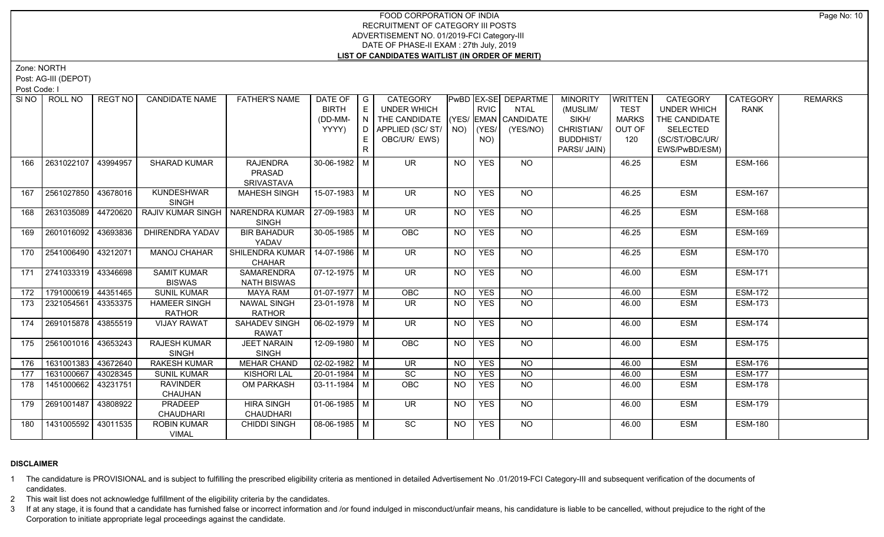FOOD CORPORATION OF INDIA
RECRUITMENT OF CATEGORY III POSTS
ADVERTISEMENT NO. 01/2019-FCI Category-III
DATE OF PHASE-II EXAM : 27th July, 2019
**LIST OF CANDIDATES WAITLIST (IN ORDER OF MERIT)**

Zone: NORTH
Post: AG-III (DEPOT)
Post Code: I

| Sl NO | ROLL NO | REGT NO | CANDIDATE NAME | FATHER'S NAME | DATE OF BIRTH (DD-MM-YYYY) | GENDER | CATEGORY UNDER WHICH THE CANDIDATE APPLIED (SC/ ST/ OBC/UR/ EWS) | PwBD (YES/ NO) | EX-SERVICEMAN (YES/ NO) | DEPARTMENTAL CANDIDATE (YES/NO) | MINORITY (MUSLIM/ SIKH/ CHRISTIAN/ BUDDHIST/ PARSI/ JAIN) | WRITTEN TEST MARKS OUT OF 120 | CATEGORY UNDER WHICH THE CANDIDATE SELECTED (SC/ST/OBC/UR/ EWS/PwBD/ESM) | CATEGORY RANK | REMARKS |
|---|---|---|---|---|---|---|---|---|---|---|---|---|---|---|---|
| 166 | 2631022107 | 43994957 | SHARAD KUMAR | RAJENDRA PRASAD SRIVASTAVA | 30-06-1982 | M | UR | NO | YES | NO | | 46.25 | ESM | ESM-166 | |
| 167 | 2561027850 | 43678016 | KUNDESHWAR SINGH | MAHESH SINGH | 15-07-1983 | M | UR | NO | YES | NO | | 46.25 | ESM | ESM-167 | |
| 168 | 2631035089 | 44720620 | RAJIV KUMAR SINGH | NARENDRA KUMAR SINGH | 27-09-1983 | M | UR | NO | YES | NO | | 46.25 | ESM | ESM-168 | |
| 169 | 2601016092 | 43693836 | DHIRENDRA YADAV | BIR BAHADUR YADAV | 30-05-1985 | M | OBC | NO | YES | NO | | 46.25 | ESM | ESM-169 | |
| 170 | 2541006490 | 43212071 | MANOJ CHAHAR | SHILENDRA KUMAR CHAHAR | 14-07-1986 | M | UR | NO | YES | NO | | 46.25 | ESM | ESM-170 | |
| 171 | 2741033319 | 43346698 | SAMIT KUMAR BISWAS | SAMARENDRA NATH BISWAS | 07-12-1975 | M | UR | NO | YES | NO | | 46.00 | ESM | ESM-171 | |
| 172 | 1791000619 | 44351465 | SUNIL KUMAR | MAYA RAM | 01-07-1977 | M | OBC | NO | YES | NO | | 46.00 | ESM | ESM-172 | |
| 173 | 2321054561 | 43353375 | HAMEER SINGH RATHOR | NAWAL SINGH RATHOR | 23-01-1978 | M | UR | NO | YES | NO | | 46.00 | ESM | ESM-173 | |
| 174 | 2691015878 | 43855519 | VIJAY RAWAT | SAHADEV SINGH RAWAT | 06-02-1979 | M | UR | NO | YES | NO | | 46.00 | ESM | ESM-174 | |
| 175 | 2561001016 | 43653243 | RAJESH KUMAR SINGH | JEET NARAIN SINGH | 12-09-1980 | M | OBC | NO | YES | NO | | 46.00 | ESM | ESM-175 | |
| 176 | 1631001383 | 43672640 | RAKESH KUMAR | MEHAR CHAND | 02-02-1982 | M | UR | NO | YES | NO | | 46.00 | ESM | ESM-176 | |
| 177 | 1631000667 | 43028345 | SUNIL KUMAR | KISHORI LAL | 20-01-1984 | M | SC | NO | YES | NO | | 46.00 | ESM | ESM-177 | |
| 178 | 1451000662 | 43231751 | RAVINDER CHAUHAN | OM PARKASH | 03-11-1984 | M | OBC | NO | YES | NO | | 46.00 | ESM | ESM-178 | |
| 179 | 2691001487 | 43808922 | PRADEEP CHAUDHARI | HIRA SINGH CHAUDHARI | 01-06-1985 | M | UR | NO | YES | NO | | 46.00 | ESM | ESM-179 | |
| 180 | 1431005592 | 43011535 | ROBIN KUMAR VIMAL | CHIDDI SINGH | 08-06-1985 | M | SC | NO | YES | NO | | 46.00 | ESM | ESM-180 | |

**DISCLAIMER**

1. The candidature is PROVISIONAL and is subject to fulfilling the prescribed eligibility criteria as mentioned in detailed Advertisement No .01/2019-FCI Category-III and subsequent verification of the documents of candidates.
2. This wait list does not acknowledge fulfillment of the eligibility criteria by the candidates.
3. If at any stage, it is found that a candidate has furnished false or incorrect information and /or found indulged in misconduct/unfair means, his candidature is liable to be cancelled, without prejudice to the right of the Corporation to initiate appropriate legal proceedings against the candidate.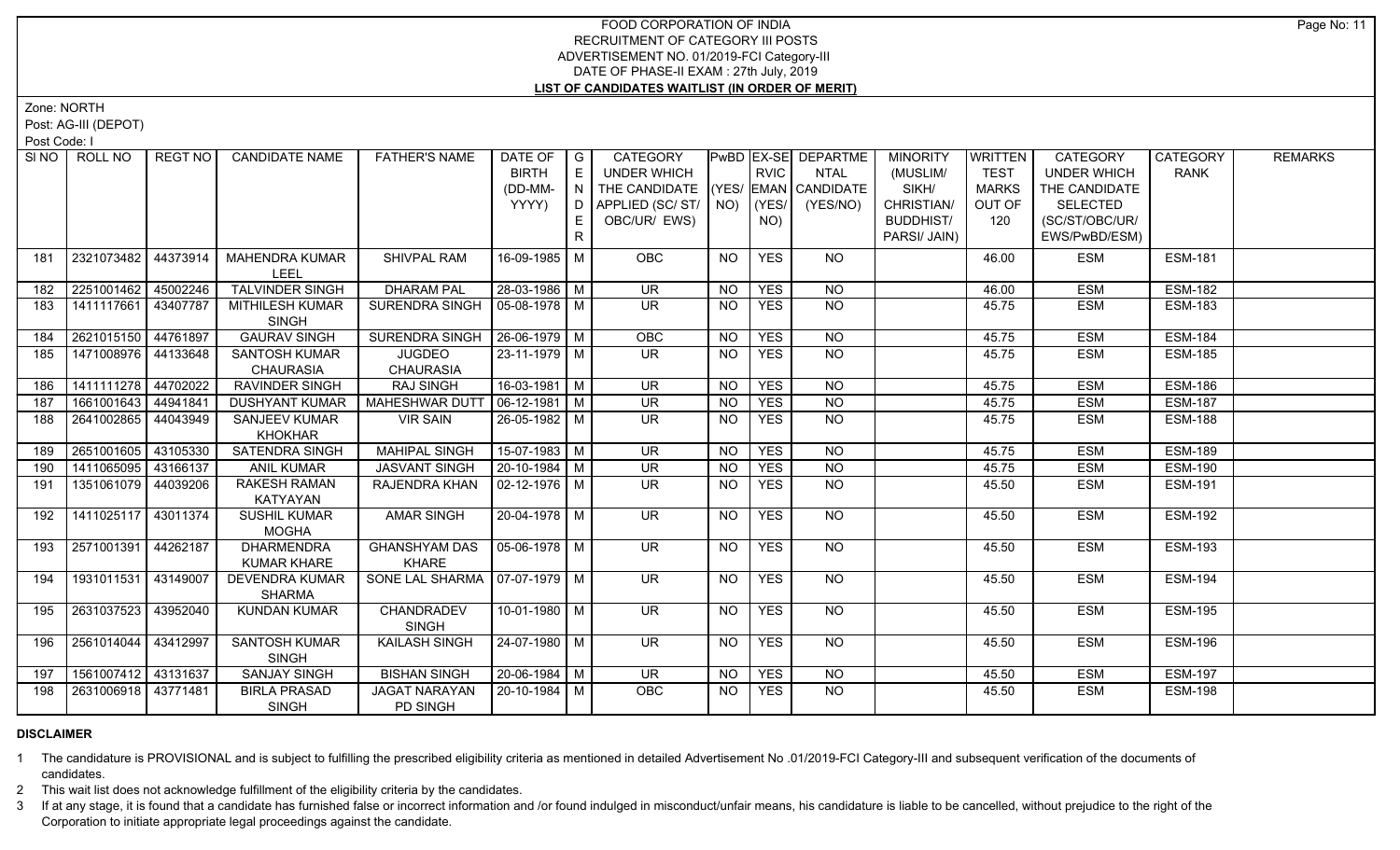# FOOD CORPORATION OF INDIA
## RECRUITMENT OF CATEGORY III POSTS
### ADVERTISEMENT NO. 01/2019-FCI Category-III
### DATE OF PHASE-II EXAM : 27th July, 2019
### LIST OF CANDIDATES WAITLIST (IN ORDER OF MERIT)

Zone: NORTH

Post: AG-III (DEPOT)

Post Code: I

| SI NO | ROLL NO | REGT NO | CANDIDATE NAME | FATHER'S NAME | DATE OF BIRTH (DD-MM-YYYY) | GENDER | CATEGORY UNDER WHICH THE CANDIDATE APPLIED (SC/ ST/ OBC/UR/ EWS) | PwBD (YES/ NO) | EX-SERVICEMAN (YES/ NO) | DEPARTMENTAL CANDIDATE (YES/NO) | MINORITY (MUSLIM/ SIKH/ CHRISTIAN/ BUDDHIST/ PARSI/ JAIN) | WRITTEN TEST MARKS OUT OF 120 | CATEGORY UNDER WHICH THE CANDIDATE SELECTED (SC/ST/OBC/UR/ EWS/PwBD/ESM) | CATEGORY RANK | REMARKS |
|---|---|---|---|---|---|---|---|---|---|---|---|---|---|---|---|
| 181 | 2321073482 | 44373914 | MAHENDRA KUMAR LEEL | SHIVPAL RAM | 16-09-1985 | M | OBC | NO | YES | NO | | 46.00 | ESM | ESM-181 | |
| 182 | 2251001462 | 45002246 | TALVINDER SINGH | DHARAM PAL | 28-03-1986 | M | UR | NO | YES | NO | | 46.00 | ESM | ESM-182 | |
| 183 | 1411117661 | 43407787 | MITHILESH KUMAR SINGH | SURENDRA SINGH | 05-08-1978 | M | UR | NO | YES | NO | | 45.75 | ESM | ESM-183 | |
| 184 | 2621015150 | 44761897 | GAURAV SINGH | SURENDRA SINGH | 26-06-1979 | M | OBC | NO | YES | NO | | 45.75 | ESM | ESM-184 | |
| 185 | 1471008976 | 44133648 | SANTOSH KUMAR CHAURASIA | JUGDEO CHAURASIA | 23-11-1979 | M | UR | NO | YES | NO | | 45.75 | ESM | ESM-185 | |
| 186 | 1411111278 | 44702022 | RAVINDER SINGH | RAJ SINGH | 16-03-1981 | M | UR | NO | YES | NO | | 45.75 | ESM | ESM-186 | |
| 187 | 1661001643 | 44941841 | DUSHYANT KUMAR | MAHESHWAR DUTT | 06-12-1981 | M | UR | NO | YES | NO | | 45.75 | ESM | ESM-187 | |
| 188 | 2641002865 | 44043949 | SANJEEV KUMAR KHOKHAR | VIR SAIN | 26-05-1982 | M | UR | NO | YES | NO | | 45.75 | ESM | ESM-188 | |
| 189 | 2651001605 | 43105330 | SATENDRA SINGH | MAHIPAL SINGH | 15-07-1983 | M | UR | NO | YES | NO | | 45.75 | ESM | ESM-189 | |
| 190 | 1411065095 | 43166137 | ANIL KUMAR | JASVANT SINGH | 20-10-1984 | M | UR | NO | YES | NO | | 45.75 | ESM | ESM-190 | |
| 191 | 1351061079 | 44039206 | RAKESH RAMAN KATYAYAN | RAJENDRA KHAN | 02-12-1976 | M | UR | NO | YES | NO | | 45.50 | ESM | ESM-191 | |
| 192 | 1411025117 | 43011374 | SUSHIL KUMAR MOGHA | AMAR SINGH | 20-04-1978 | M | UR | NO | YES | NO | | 45.50 | ESM | ESM-192 | |
| 193 | 2571001391 | 44262187 | DHARMENDRA KUMAR KHARE | GHANSHYAM DAS KHARE | 05-06-1978 | M | UR | NO | YES | NO | | 45.50 | ESM | ESM-193 | |
| 194 | 1931011531 | 43149007 | DEVENDRA KUMAR SHARMA | SONE LAL SHARMA | 07-07-1979 | M | UR | NO | YES | NO | | 45.50 | ESM | ESM-194 | |
| 195 | 2631037523 | 43952040 | KUNDAN KUMAR | CHANDRADEV SINGH | 10-01-1980 | M | UR | NO | YES | NO | | 45.50 | ESM | ESM-195 | |
| 196 | 2561014044 | 43412997 | SANTOSH KUMAR SINGH | KAILASH SINGH | 24-07-1980 | M | UR | NO | YES | NO | | 45.50 | ESM | ESM-196 | |
| 197 | 1561007412 | 43131637 | SANJAY SINGH | BISHAN SINGH | 20-06-1984 | M | UR | NO | YES | NO | | 45.50 | ESM | ESM-197 | |
| 198 | 2631006918 | 43771481 | BIRLA PRASAD SINGH | JAGAT NARAYAN PD SINGH | 20-10-1984 | M | OBC | NO | YES | NO | | 45.50 | ESM | ESM-198 | |

**DISCLAIMER**

1. The candidature is PROVISIONAL and is subject to fulfilling the prescribed eligibility criteria as mentioned in detailed Advertisement No .01/2019-FCI Category-III and subsequent verification of the documents of candidates.
2. This wait list does not acknowledge fulfillment of the eligibility criteria by the candidates.
3. If at any stage, it is found that a candidate has furnished false or incorrect information and /or found indulged in misconduct/unfair means, his candidature is liable to be cancelled, without prejudice to the right of the Corporation to initiate appropriate legal proceedings against the candidate.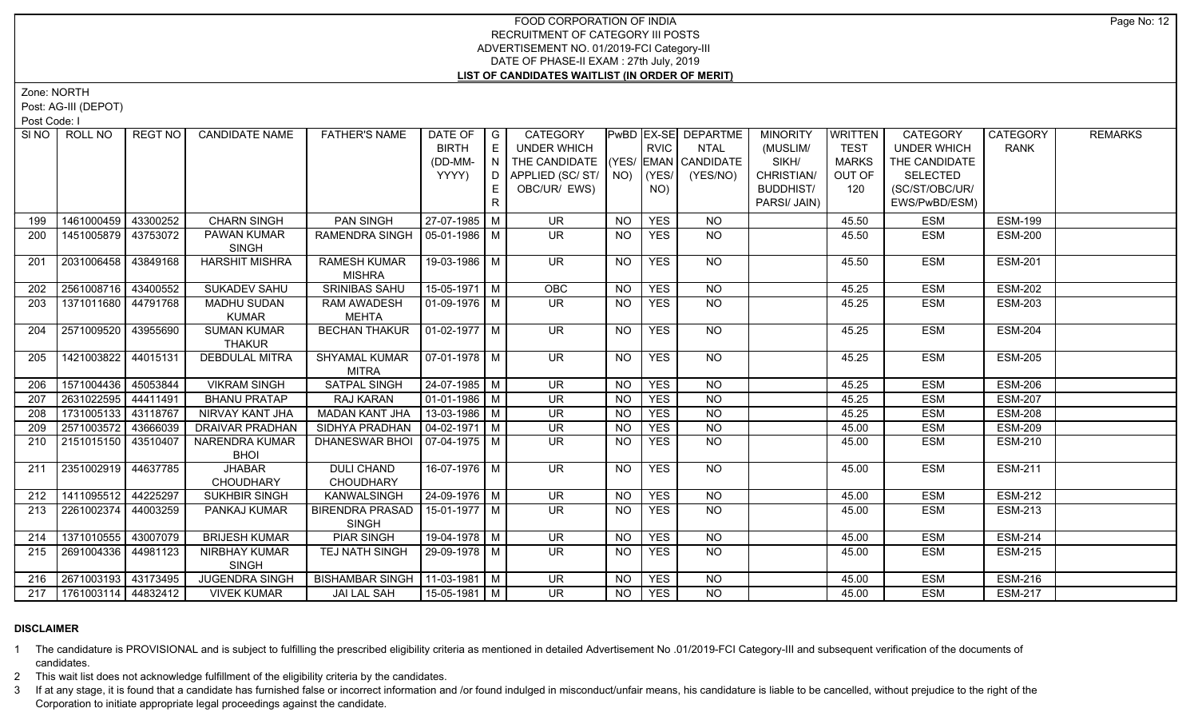# FOOD CORPORATION OF INDIA
## RECRUITMENT OF CATEGORY III POSTS
## ADVERTISEMENT NO. 01/2019-FCI Category-III
## DATE OF PHASE-II EXAM : 27th July, 2019
## LIST OF CANDIDATES WAITLIST (IN ORDER OF MERIT)

Zone: NORTH

Post: AG-III (DEPOT)

Post Code: I

| SI NO | ROLL NO | REGT NO | CANDIDATE NAME | FATHER'S NAME | DATE OF BIRTH (DD-MM-YYYY) | GENDER | CATEGORY UNDER WHICH THE CANDIDATE APPLIED (SC/ ST/ OBC/UR/ EWS) | PwBD (YES/ NO) | EX-SERVICEMAN (YES/ NO) | DEPARTMENTAL CANDIDATE (YES/NO) | MINORITY (MUSLIM/ SIKH/ CHRISTIAN/ BUDDHIST/ PARSI/ JAIN) | WRITTEN TEST MARKS OUT OF 120 | CATEGORY UNDER WHICH THE CANDIDATE SELECTED (SC/ST/OBC/UR/ EWS/PwBD/ESM) | CATEGORY RANK | REMARKS |
|---|---|---|---|---|---|---|---|---|---|---|---|---|---|---|---|
| 199 | 1461000459 | 43300252 | CHARN SINGH | PAN SINGH | 27-07-1985 | M | UR | NO | YES | NO | | 45.50 | ESM | ESM-199 | |
| 200 | 1451005879 | 43753072 | PAWAN KUMAR SINGH | RAMENDRA SINGH | 05-01-1986 | M | UR | NO | YES | NO | | 45.50 | ESM | ESM-200 | |
| 201 | 2031006458 | 43849168 | HARSHIT MISHRA | RAMESH KUMAR MISHRA | 19-03-1986 | M | UR | NO | YES | NO | | 45.50 | ESM | ESM-201 | |
| 202 | 2561008716 | 43400552 | SUKADEV SAHU | SRINIBAS SAHU | 15-05-1971 | M | OBC | NO | YES | NO | | 45.25 | ESM | ESM-202 | |
| 203 | 1371011680 | 44791768 | MADHU SUDAN KUMAR | RAM AWADESH MEHTA | 01-09-1976 | M | UR | NO | YES | NO | | 45.25 | ESM | ESM-203 | |
| 204 | 2571009520 | 43955690 | SUMAN KUMAR THAKUR | BECHAN THAKUR | 01-02-1977 | M | UR | NO | YES | NO | | 45.25 | ESM | ESM-204 | |
| 205 | 1421003822 | 44015131 | DEBDULAL MITRA | SHYAMAL KUMAR MITRA | 07-01-1978 | M | UR | NO | YES | NO | | 45.25 | ESM | ESM-205 | |
| 206 | 1571004436 | 45053844 | VIKRAM SINGH | SATPAL SINGH | 24-07-1985 | M | UR | NO | YES | NO | | 45.25 | ESM | ESM-206 | |
| 207 | 2631022595 | 44411491 | BHANU PRATAP | RAJ KARAN | 01-01-1986 | M | UR | NO | YES | NO | | 45.25 | ESM | ESM-207 | |
| 208 | 1731005133 | 43118767 | NIRVAY KANT JHA | MADAN KANT JHA | 13-03-1986 | M | UR | NO | YES | NO | | 45.25 | ESM | ESM-208 | |
| 209 | 2571003572 | 43666039 | DRAIVAR PRADHAN | SIDHYA PRADHAN | 04-02-1971 | M | UR | NO | YES | NO | | 45.00 | ESM | ESM-209 | |
| 210 | 2151015150 | 43510407 | NARENDRA KUMAR BHOI | DHANESWAR BHOI | 07-04-1975 | M | UR | NO | YES | NO | | 45.00 | ESM | ESM-210 | |
| 211 | 2351002919 | 44637785 | JHABAR CHOUDHARY | DULI CHAND CHOUDHARY | 16-07-1976 | M | UR | NO | YES | NO | | 45.00 | ESM | ESM-211 | |
| 212 | 1411095512 | 44225297 | SUKHBIR SINGH | KANWALSINGH | 24-09-1976 | M | UR | NO | YES | NO | | 45.00 | ESM | ESM-212 | |
| 213 | 2261002374 | 44003259 | PANKAJ KUMAR | BIRENDRA PRASAD SINGH | 15-01-1977 | M | UR | NO | YES | NO | | 45.00 | ESM | ESM-213 | |
| 214 | 1371010555 | 43007079 | BRIJESH KUMAR | PIAR SINGH | 19-04-1978 | M | UR | NO | YES | NO | | 45.00 | ESM | ESM-214 | |
| 215 | 2691004336 | 44981123 | NIRBHAY KUMAR SINGH | TEJ NATH SINGH | 29-09-1978 | M | UR | NO | YES | NO | | 45.00 | ESM | ESM-215 | |
| 216 | 2671003193 | 43173495 | JUGENDRA SINGH | BISHAMBAR SINGH | 11-03-1981 | M | UR | NO | YES | NO | | 45.00 | ESM | ESM-216 | |
| 217 | 1761003114 | 44832412 | VIVEK KUMAR | JAI LAL SAH | 15-05-1981 | M | UR | NO | YES | NO | | 45.00 | ESM | ESM-217 | |

## DISCLAIMER

1. The candidature is PROVISIONAL and is subject to fulfilling the prescribed eligibility criteria as mentioned in detailed Advertisement No .01/2019-FCI Category-III and subsequent verification of the documents of candidates.
2. This wait list does not acknowledge fulfillment of the eligibility criteria by the candidates.
3. If at any stage, it is found that a candidate has furnished false or incorrect information and /or found indulged in misconduct/unfair means, his candidature is liable to be cancelled, without prejudice to the right of the Corporation to initiate appropriate legal proceedings against the candidate.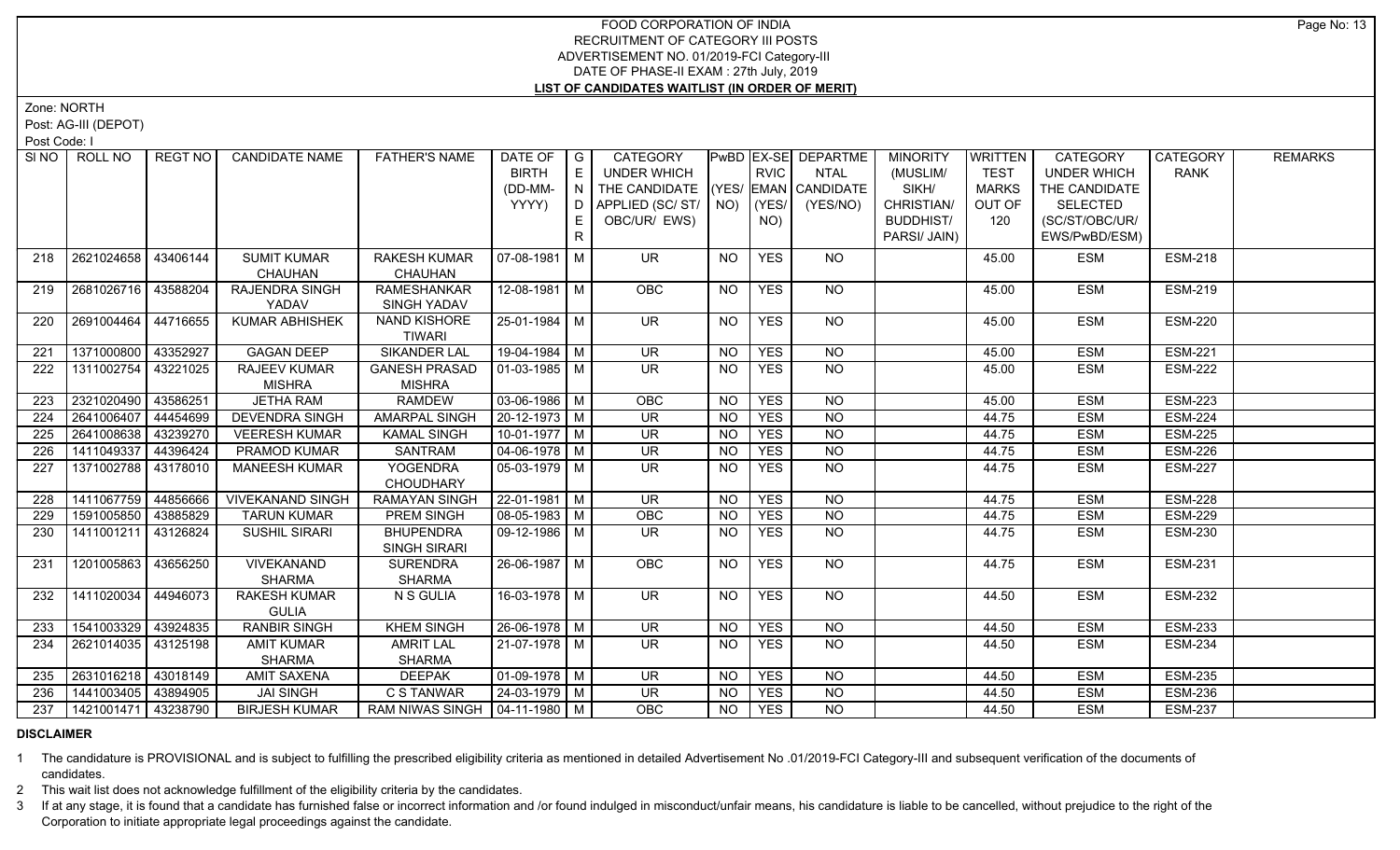# FOOD CORPORATION OF INDIA
## RECRUITMENT OF CATEGORY III POSTS
### ADVERTISEMENT NO. 01/2019-FCI Category-III
### DATE OF PHASE-II EXAM : 27th July, 2019
### LIST OF CANDIDATES WAITLIST (IN ORDER OF MERIT)

Zone: NORTH

Post: AG-III (DEPOT)

Post Code: I

| Sl NO | ROLL NO | REGT NO | CANDIDATE NAME | FATHER'S NAME | DATE OF BIRTH (DD-MM-YYYY) | GENDER | CATEGORY UNDER WHICH THE CANDIDATE APPLIED (SC/ ST/ OBC/UR/ EWS) | PwBD (YES/ NO) | EX-SERVICEMAN (YES/ NO) | DEPARTMENTAL CANDIDATE (YES/NO) | MINORITY (MUSLIM/ SIKH/ CHRISTIAN/ BUDDHIST/ PARSI/ JAIN) | WRITTEN TEST MARKS OUT OF 120 | CATEGORY UNDER WHICH THE CANDIDATE SELECTED (SC/ST/OBC/UR/ EWS/PwBD/ESM) | CATEGORY RANK | REMARKS |
|---|---|---|---|---|---|---|---|---|---|---|---|---|---|---|---|
| 218 | 2621024658 | 43406144 | SUMIT KUMAR CHAUHAN | RAKESH KUMAR CHAUHAN | 07-08-1981 | M | UR | NO | YES | NO | | 45.00 | ESM | ESM-218 | |
| 219 | 2681026716 | 43588204 | RAJENDRA SINGH YADAV | RAMESHANKAR SINGH YADAV | 12-08-1981 | M | OBC | NO | YES | NO | | 45.00 | ESM | ESM-219 | |
| 220 | 2691004464 | 44716655 | KUMAR ABHISHEK | NAND KISHORE TIWARI | 25-01-1984 | M | UR | NO | YES | NO | | 45.00 | ESM | ESM-220 | |
| 221 | 1371000800 | 43352927 | GAGAN DEEP | SIKANDER LAL | 19-04-1984 | M | UR | NO | YES | NO | | 45.00 | ESM | ESM-221 | |
| 222 | 1311002754 | 43221025 | RAJEEV KUMAR MISHRA | GANESH PRASAD MISHRA | 01-03-1985 | M | UR | NO | YES | NO | | 45.00 | ESM | ESM-222 | |
| 223 | 2321020490 | 43586251 | JETHA RAM | RAMDEW | 03-06-1986 | M | OBC | NO | YES | NO | | 45.00 | ESM | ESM-223 | |
| 224 | 2641006407 | 44454699 | DEVENDRA SINGH | AMARPAL SINGH | 20-12-1973 | M | UR | NO | YES | NO | | 44.75 | ESM | ESM-224 | |
| 225 | 2641008638 | 43239270 | VEERESH KUMAR | KAMAL SINGH | 10-01-1977 | M | UR | NO | YES | NO | | 44.75 | ESM | ESM-225 | |
| 226 | 1411049337 | 44396424 | PRAMOD KUMAR | SANTRAM | 04-06-1978 | M | UR | NO | YES | NO | | 44.75 | ESM | ESM-226 | |
| 227 | 1371002788 | 43178010 | MANEESH KUMAR | YOGENDRA CHOUDHARY | 05-03-1979 | M | UR | NO | YES | NO | | 44.75 | ESM | ESM-227 | |
| 228 | 1411067759 | 44856666 | VIVEKANAND SINGH | RAMAYAN SINGH | 22-01-1981 | M | UR | NO | YES | NO | | 44.75 | ESM | ESM-228 | |
| 229 | 1591005850 | 43885829 | TARUN KUMAR | PREM SINGH | 08-05-1983 | M | OBC | NO | YES | NO | | 44.75 | ESM | ESM-229 | |
| 230 | 1411001211 | 43126824 | SUSHIL SIRARI | BHUPENDRA SINGH SIRARI | 09-12-1986 | M | UR | NO | YES | NO | | 44.75 | ESM | ESM-230 | |
| 231 | 1201005863 | 43656250 | VIVEKANAND SHARMA | SURENDRA SHARMA | 26-06-1987 | M | OBC | NO | YES | NO | | 44.75 | ESM | ESM-231 | |
| 232 | 1411020034 | 44946073 | RAKESH KUMAR GULIA | N S GULIA | 16-03-1978 | M | UR | NO | YES | NO | | 44.50 | ESM | ESM-232 | |
| 233 | 1541003329 | 43924835 | RANBIR SINGH | KHEM SINGH | 26-06-1978 | M | UR | NO | YES | NO | | 44.50 | ESM | ESM-233 | |
| 234 | 2621014035 | 43125198 | AMIT KUMAR SHARMA | AMRIT LAL SHARMA | 21-07-1978 | M | UR | NO | YES | NO | | 44.50 | ESM | ESM-234 | |
| 235 | 2631016218 | 43018149 | AMIT SAXENA | DEEPAK | 01-09-1978 | M | UR | NO | YES | NO | | 44.50 | ESM | ESM-235 | |
| 236 | 1441003405 | 43894905 | JAI SINGH | C S TANWAR | 24-03-1979 | M | UR | NO | YES | NO | | 44.50 | ESM | ESM-236 | |
| 237 | 1421001471 | 43238790 | BIRJESH KUMAR | RAM NIWAS SINGH | 04-11-1980 | M | OBC | NO | YES | NO | | 44.50 | ESM | ESM-237 | |

**DISCLAIMER**

1 The candidature is PROVISIONAL and is subject to fulfilling the prescribed eligibility criteria as mentioned in detailed Advertisement No .01/2019-FCI Category-III and subsequent verification of the documents of candidates.

2 This wait list does not acknowledge fulfillment of the eligibility criteria by the candidates.

3 If at any stage, it is found that a candidate has furnished false or incorrect information and /or found indulged in misconduct/unfair means, his candidature is liable to be cancelled, without prejudice to the right of the Corporation to initiate appropriate legal proceedings against the candidate.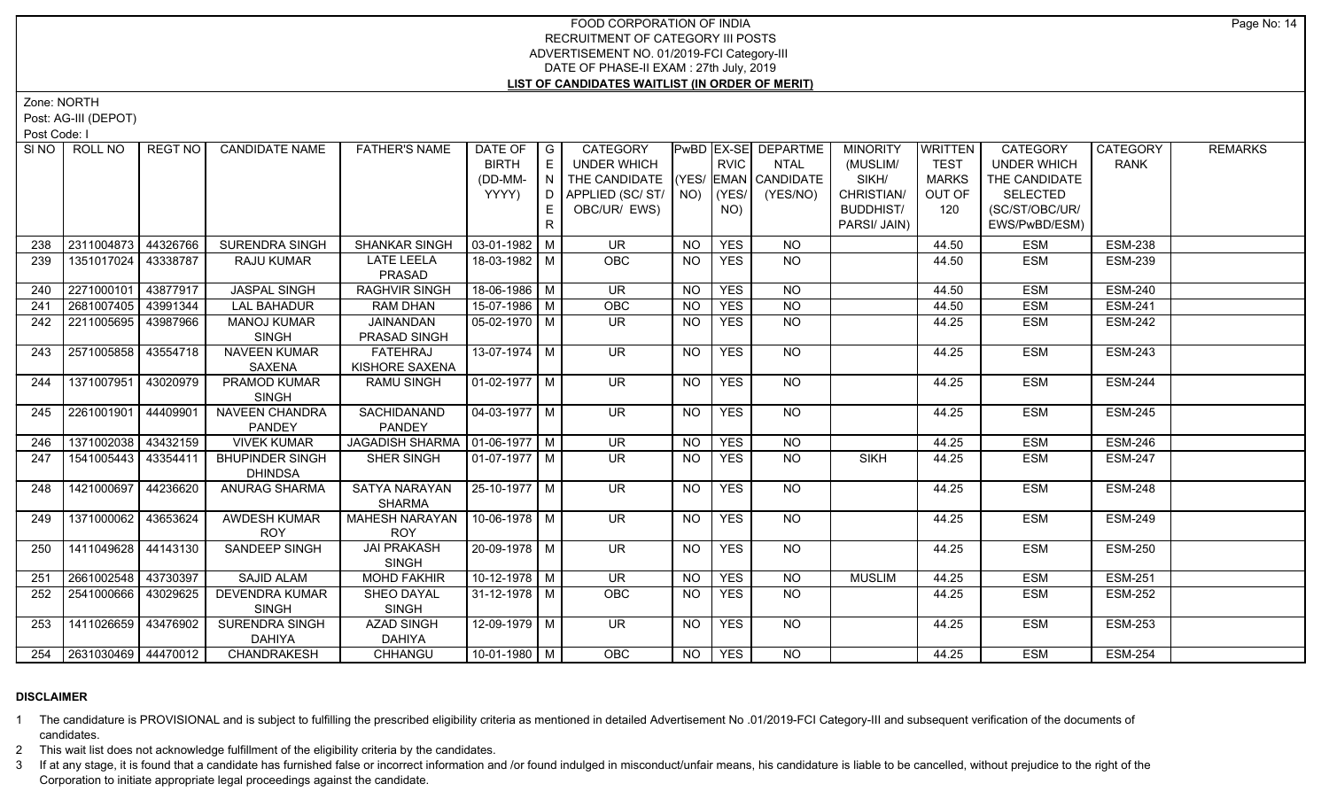FOOD CORPORATION OF INDIA
RECRUITMENT OF CATEGORY III POSTS
ADVERTISEMENT NO. 01/2019-FCI Category-III
DATE OF PHASE-II EXAM : 27th July, 2019
**LIST OF CANDIDATES WAITLIST (IN ORDER OF MERIT)**

Zone: NORTH
Post: AG-III (DEPOT)
Post Code: I

| SI NO | ROLL NO | REGT NO | CANDIDATE NAME | FATHER'S NAME | DATE OF BIRTH (DD-MM-YYYY) | GENDER | CATEGORY UNDER WHICH THE CANDIDATE APPLIED (SC/ ST/ OBC/UR/ EWS) | PwBD (YES/ NO) | EX-SERVICEMAN (YES/ NO) | DEPARTMENTAL CANDIDATE (YES/NO) | MINORITY (MUSLIM/ SIKH/ CHRISTIAN/ BUDDHIST/ PARSI/ JAIN) | WRITTEN TEST MARKS OUT OF 120 | CATEGORY UNDER WHICH THE CANDIDATE SELECTED (SC/ST/OBC/UR/ EWS/PwBD/ESM) | CATEGORY RANK | REMARKS |
|---|---|---|---|---|---|---|---|---|---|---|---|---|---|---|---|
| 238 | 2311004873 | 44326766 | SURENDRA SINGH | SHANKAR SINGH | 03-01-1982 | M | UR | NO | YES | NO | | 44.50 | ESM | ESM-238 | |
| 239 | 1351017024 | 43338787 | RAJU KUMAR | LATE LEELA PRASAD | 18-03-1982 | M | OBC | NO | YES | NO | | 44.50 | ESM | ESM-239 | |
| 240 | 2271000101 | 43877917 | JASPAL SINGH | RAGHVIR SINGH | 18-06-1986 | M | UR | NO | YES | NO | | 44.50 | ESM | ESM-240 | |
| 241 | 2681007405 | 43991344 | LAL BAHADUR | RAM DHAN | 15-07-1986 | M | OBC | NO | YES | NO | | 44.50 | ESM | ESM-241 | |
| 242 | 2211005695 | 43987966 | MANOJ KUMAR SINGH | JAINANDAN PRASAD SINGH | 05-02-1970 | M | UR | NO | YES | NO | | 44.25 | ESM | ESM-242 | |
| 243 | 2571005858 | 43554718 | NAVEEN KUMAR SAXENA | FATEHRAJ KISHORE SAXENA | 13-07-1974 | M | UR | NO | YES | NO | | 44.25 | ESM | ESM-243 | |
| 244 | 1371007951 | 43020979 | PRAMOD KUMAR SINGH | RAMU SINGH | 01-02-1977 | M | UR | NO | YES | NO | | 44.25 | ESM | ESM-244 | |
| 245 | 2261001901 | 44409901 | NAVEEN CHANDRA PANDEY | SACHIDANAND PANDEY | 04-03-1977 | M | UR | NO | YES | NO | | 44.25 | ESM | ESM-245 | |
| 246 | 1371002038 | 43432159 | VIVEK KUMAR | JAGADISH SHARMA | 01-06-1977 | M | UR | NO | YES | NO | | 44.25 | ESM | ESM-246 | |
| 247 | 1541005443 | 43354411 | BHUPINDER SINGH DHINDSA | SHER SINGH | 01-07-1977 | M | UR | NO | YES | NO | SIKH | 44.25 | ESM | ESM-247 | |
| 248 | 1421000697 | 44236620 | ANURAG SHARMA | SATYA NARAYAN SHARMA | 25-10-1977 | M | UR | NO | YES | NO | | 44.25 | ESM | ESM-248 | |
| 249 | 1371000062 | 43653624 | AWDESH KUMAR ROY | MAHESH NARAYAN ROY | 10-06-1978 | M | UR | NO | YES | NO | | 44.25 | ESM | ESM-249 | |
| 250 | 1411049628 | 44143130 | SANDEEP SINGH | JAI PRAKASH SINGH | 20-09-1978 | M | UR | NO | YES | NO | | 44.25 | ESM | ESM-250 | |
| 251 | 2661002548 | 43730397 | SAJID ALAM | MOHD FAKHIR | 10-12-1978 | M | UR | NO | YES | NO | MUSLIM | 44.25 | ESM | ESM-251 | |
| 252 | 2541000666 | 43029625 | DEVENDRA KUMAR SINGH | SHEO DAYAL SINGH | 31-12-1978 | M | OBC | NO | YES | NO | | 44.25 | ESM | ESM-252 | |
| 253 | 1411026659 | 43476902 | SURENDRA SINGH DAHIYA | AZAD SINGH DAHIYA | 12-09-1979 | M | UR | NO | YES | NO | | 44.25 | ESM | ESM-253 | |
| 254 | 2631030469 | 44470012 | CHANDRAKESH | CHHANGU | 10-01-1980 | M | OBC | NO | YES | NO | | 44.25 | ESM | ESM-254 | |

**DISCLAIMER**

1 The candidature is PROVISIONAL and is subject to fulfilling the prescribed eligibility criteria as mentioned in detailed Advertisement No .01/2019-FCI Category-III and subsequent verification of the documents of candidates.
2 This wait list does not acknowledge fulfillment of the eligibility criteria by the candidates.
3 If at any stage, it is found that a candidate has furnished false or incorrect information and /or found indulged in misconduct/unfair means, his candidature is liable to be cancelled, without prejudice to the right of the Corporation to initiate appropriate legal proceedings against the candidate.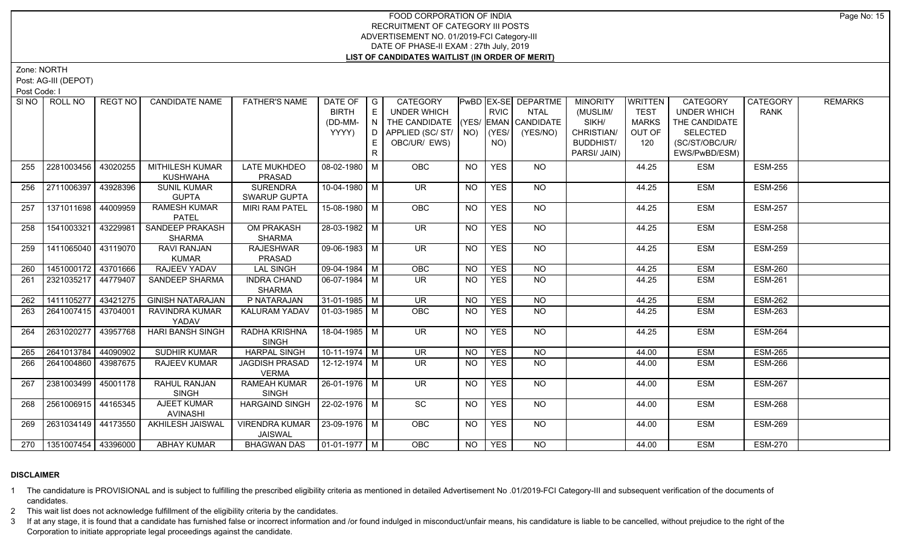# FOOD CORPORATION OF INDIA
## RECRUITMENT OF CATEGORY III POSTS
### ADVERTISEMENT NO. 01/2019-FCI Category-III
### DATE OF PHASE-II EXAM : 27th July, 2019
### LIST OF CANDIDATES WAITLIST (IN ORDER OF MERIT)

Zone: NORTH

Post: AG-III (DEPOT)

Post Code: I

| SI NO | ROLL NO | REGT NO | CANDIDATE NAME | FATHER'S NAME | DATE OF BIRTH (DD-MM-YYYY) | GENDER | CATEGORY UNDER WHICH THE CANDIDATE APPLIED (SC/ ST/ OBC/UR/ EWS) | PwBD (YES/ NO) | EX-SERVICEMAN (YES/ NO) | DEPARTMENTAL CANDIDATE (YES/NO) | MINORITY (MUSLIM/ SIKH/ CHRISTIAN/ BUDDHIST/ PARSI/ JAIN) | WRITTEN TEST MARKS OUT OF 120 | CATEGORY UNDER WHICH THE CANDIDATE SELECTED (SC/ST/OBC/UR/ EWS/PwBD/ESM) | CATEGORY RANK | REMARKS |
|---|---|---|---|---|---|---|---|---|---|---|---|---|---|---|---|
| 255 | 2281003456 | 43020255 | MITHILESH KUMAR KUSHWAHA | LATE MUKHDEO PRASAD | 08-02-1980 | M | OBC | NO | YES | NO | | 44.25 | ESM | ESM-255 | |
| 256 | 2711006397 | 43928396 | SUNIL KUMAR GUPTA | SURENDRA SWARUP GUPTA | 10-04-1980 | M | UR | NO | YES | NO | | 44.25 | ESM | ESM-256 | |
| 257 | 1371011698 | 44009959 | RAMESH KUMAR PATEL | MIRI RAM PATEL | 15-08-1980 | M | OBC | NO | YES | NO | | 44.25 | ESM | ESM-257 | |
| 258 | 1541003321 | 43229981 | SANDEEP PRAKASH SHARMA | OM PRAKASH SHARMA | 28-03-1982 | M | UR | NO | YES | NO | | 44.25 | ESM | ESM-258 | |
| 259 | 1411065040 | 43119070 | RAVI RANJAN KUMAR | RAJESHWAR PRASAD | 09-06-1983 | M | UR | NO | YES | NO | | 44.25 | ESM | ESM-259 | |
| 260 | 1451000172 | 43701666 | RAJEEV YADAV | LAL SINGH | 09-04-1984 | M | OBC | NO | YES | NO | | 44.25 | ESM | ESM-260 | |
| 261 | 2321035217 | 44779407 | SANDEEP SHARMA | INDRA CHAND SHARMA | 06-07-1984 | M | UR | NO | YES | NO | | 44.25 | ESM | ESM-261 | |
| 262 | 1411105277 | 43421275 | GINISH NATARAJAN | P NATARAJAN | 31-01-1985 | M | UR | NO | YES | NO | | 44.25 | ESM | ESM-262 | |
| 263 | 2641007415 | 43704001 | RAVINDRA KUMAR YADAV | KALURAM YADAV | 01-03-1985 | M | OBC | NO | YES | NO | | 44.25 | ESM | ESM-263 | |
| 264 | 2631020277 | 43957768 | HARI BANSH SINGH | RADHA KRISHNA SINGH | 18-04-1985 | M | UR | NO | YES | NO | | 44.25 | ESM | ESM-264 | |
| 265 | 2641013784 | 44090902 | SUDHIR KUMAR | HARPAL SINGH | 10-11-1974 | M | UR | NO | YES | NO | | 44.00 | ESM | ESM-265 | |
| 266 | 2641004860 | 43987675 | RAJEEV KUMAR | JAGDISH PRASAD VERMA | 12-12-1974 | M | UR | NO | YES | NO | | 44.00 | ESM | ESM-266 | |
| 267 | 2381003499 | 45001178 | RAHUL RANJAN SINGH | RAMEAH KUMAR SINGH | 26-01-1976 | M | UR | NO | YES | NO | | 44.00 | ESM | ESM-267 | |
| 268 | 2561006915 | 44165345 | AJEET KUMAR AVINASHI | HARGAIND SINGH | 22-02-1976 | M | SC | NO | YES | NO | | 44.00 | ESM | ESM-268 | |
| 269 | 2631034149 | 44173550 | AKHILESH JAISWAL | VIRENDRA KUMAR JAISWAL | 23-09-1976 | M | OBC | NO | YES | NO | | 44.00 | ESM | ESM-269 | |
| 270 | 1351007454 | 43396000 | ABHAY KUMAR | BHAGWAN DAS | 01-01-1977 | M | OBC | NO | YES | NO | | 44.00 | ESM | ESM-270 | |

**DISCLAIMER**

1 The candidature is PROVISIONAL and is subject to fulfilling the prescribed eligibility criteria as mentioned in detailed Advertisement No .01/2019-FCI Category-III and subsequent verification of the documents of candidates.

2 This wait list does not acknowledge fulfillment of the eligibility criteria by the candidates.

3 If at any stage, it is found that a candidate has furnished false or incorrect information and /or found indulged in misconduct/unfair means, his candidature is liable to be cancelled, without prejudice to the right of the Corporation to initiate appropriate legal proceedings against the candidate.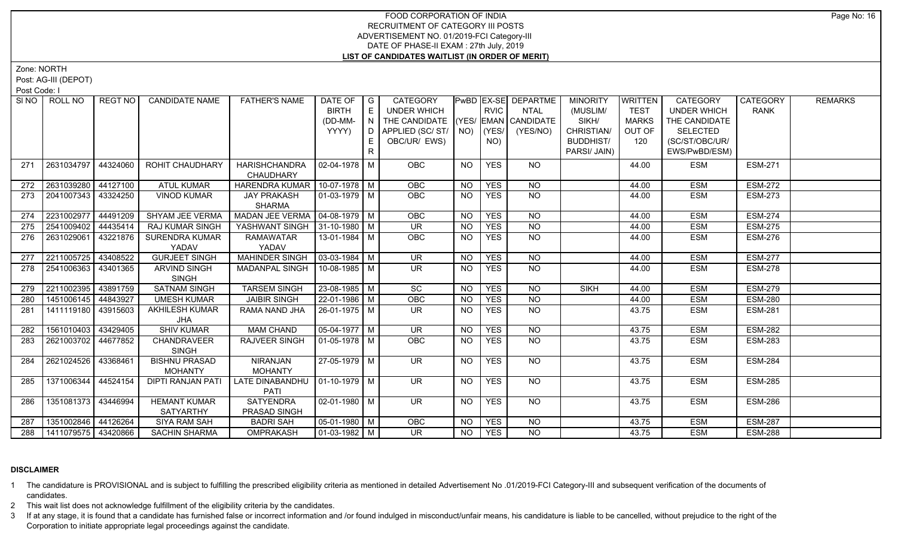# FOOD CORPORATION OF INDIA
## RECRUITMENT OF CATEGORY III POSTS
### ADVERTISEMENT NO. 01/2019-FCI Category-III
### DATE OF PHASE-II EXAM : 27th July, 2019
### LIST OF CANDIDATES WAITLIST (IN ORDER OF MERIT)

Zone: NORTH

Post: AG-III (DEPOT)

Post Code: I

| Sl NO | ROLL NO | REGT NO | CANDIDATE NAME | FATHER'S NAME | DATE OF BIRTH (DD-MM-YYYY) | GENDER | CATEGORY UNDER WHICH THE CANDIDATE APPLIED (SC/ ST/ OBC/UR/ EWS) | PwBD (YES/ NO) | EX-SERVICEMAN (YES/ NO) | DEPARTMENTAL CANDIDATE (YES/NO) | MINORITY (MUSLIM/ SIKH/ CHRISTIAN/ BUDDHIST/ PARSI/ JAIN) | WRITTEN TEST MARKS OUT OF 120 | CATEGORY UNDER WHICH THE CANDIDATE SELECTED (SC/ST/OBC/UR/ EWS/PwBD/ESM) | CATEGORY RANK | REMARKS |
|---|---|---|---|---|---|---|---|---|---|---|---|---|---|---|---|
| 271 | 2631034797 | 44324060 | ROHIT CHAUDHARY | HARISHCHANDRA CHAUDHARY | 02-04-1978 | M | OBC | NO | YES | NO | | 44.00 | ESM | ESM-271 | |
| 272 | 2631039280 | 44127100 | ATUL KUMAR | HARENDRA KUMAR | 10-07-1978 | M | OBC | NO | YES | NO | | 44.00 | ESM | ESM-272 | |
| 273 | 2041007343 | 43324250 | VINOD KUMAR | JAY PRAKASH SHARMA | 01-03-1979 | M | OBC | NO | YES | NO | | 44.00 | ESM | ESM-273 | |
| 274 | 2231002977 | 44491209 | SHYAM JEE VERMA | MADAN JEE VERMA | 04-08-1979 | M | OBC | NO | YES | NO | | 44.00 | ESM | ESM-274 | |
| 275 | 2541009402 | 44435414 | RAJ KUMAR SINGH | YASHWANT SINGH | 31-10-1980 | M | UR | NO | YES | NO | | 44.00 | ESM | ESM-275 | |
| 276 | 2631029061 | 43221876 | SURENDRA KUMAR YADAV | RAMAWATAR YADAV | 13-01-1984 | M | OBC | NO | YES | NO | | 44.00 | ESM | ESM-276 | |
| 277 | 2211005725 | 43408522 | GURJEET SINGH | MAHINDER SINGH | 03-03-1984 | M | UR | NO | YES | NO | | 44.00 | ESM | ESM-277 | |
| 278 | 2541006363 | 43401365 | ARVIND SINGH SINGH | MADANPAL SINGH | 10-08-1985 | M | UR | NO | YES | NO | | 44.00 | ESM | ESM-278 | |
| 279 | 2211002395 | 43891759 | SATNAM SINGH | TARSEM SINGH | 23-08-1985 | M | SC | NO | YES | NO | SIKH | 44.00 | ESM | ESM-279 | |
| 280 | 1451006145 | 44843927 | UMESH KUMAR | JAIBIR SINGH | 22-01-1986 | M | OBC | NO | YES | NO | | 44.00 | ESM | ESM-280 | |
| 281 | 1411119180 | 43915603 | AKHILESH KUMAR JHA | RAMA NAND JHA | 26-01-1975 | M | UR | NO | YES | NO | | 43.75 | ESM | ESM-281 | |
| 282 | 1561010403 | 43429405 | SHIV KUMAR | MAM CHAND | 05-04-1977 | M | UR | NO | YES | NO | | 43.75 | ESM | ESM-282 | |
| 283 | 2621003702 | 44677852 | CHANDRAVEER SINGH | RAJVEER SINGH | 01-05-1978 | M | OBC | NO | YES | NO | | 43.75 | ESM | ESM-283 | |
| 284 | 2621024526 | 43368461 | BISHNU PRASAD MOHANTY | NIRANJAN MOHANTY | 27-05-1979 | M | UR | NO | YES | NO | | 43.75 | ESM | ESM-284 | |
| 285 | 1371006344 | 44524154 | DIPTI RANJAN PATI | LATE DINABANDHU PATI | 01-10-1979 | M | UR | NO | YES | NO | | 43.75 | ESM | ESM-285 | |
| 286 | 1351081373 | 43446994 | HEMANT KUMAR SATYARTHY | SATYENDRA PRASAD SINGH | 02-01-1980 | M | UR | NO | YES | NO | | 43.75 | ESM | ESM-286 | |
| 287 | 1351002846 | 44126264 | SIYA RAM SAH | BADRI SAH | 05-01-1980 | M | OBC | NO | YES | NO | | 43.75 | ESM | ESM-287 | |
| 288 | 1411079575 | 43420866 | SACHIN SHARMA | OMPRAKASH | 01-03-1982 | M | UR | NO | YES | NO | | 43.75 | ESM | ESM-288 | |

## DISCLAIMER

1 The candidature is PROVISIONAL and is subject to fulfilling the prescribed eligibility criteria as mentioned in detailed Advertisement No .01/2019-FCI Category-III and subsequent verification of the documents of candidates.

2 This wait list does not acknowledge fulfillment of the eligibility criteria by the candidates.

3 If at any stage, it is found that a candidate has furnished false or incorrect information and /or found indulged in misconduct/unfair means, his candidature is liable to be cancelled, without prejudice to the right of the Corporation to initiate appropriate legal proceedings against the candidate.